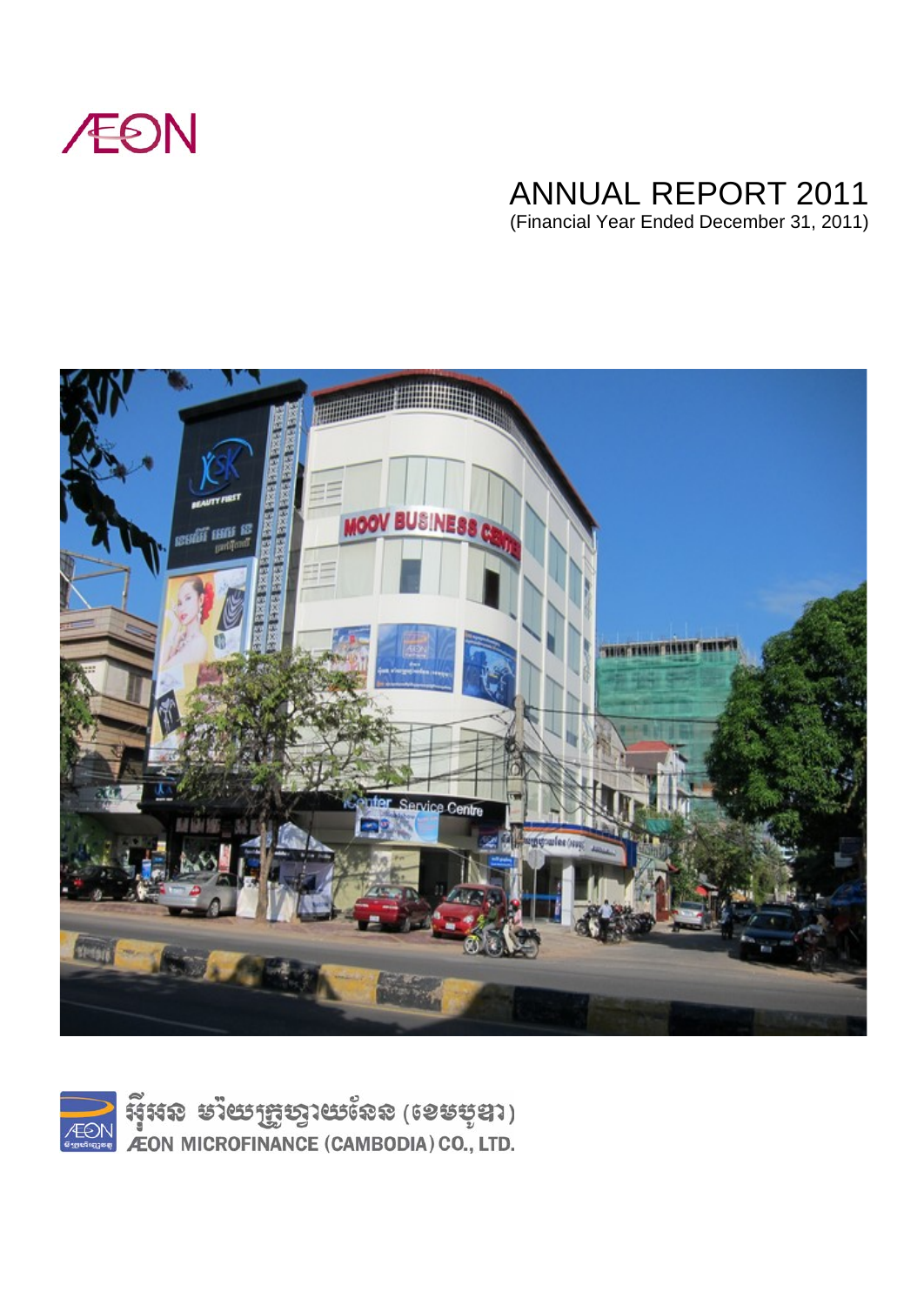ÆON

# ANNUAL REPORT 2011

(Financial Year Ended December 31, 2011)

អ៊ីអន មាយក្រូហ្វាយនែន (ខេមបូឌា)

ÆON MICROFINANCE (CAMBODIA) CO., LTD.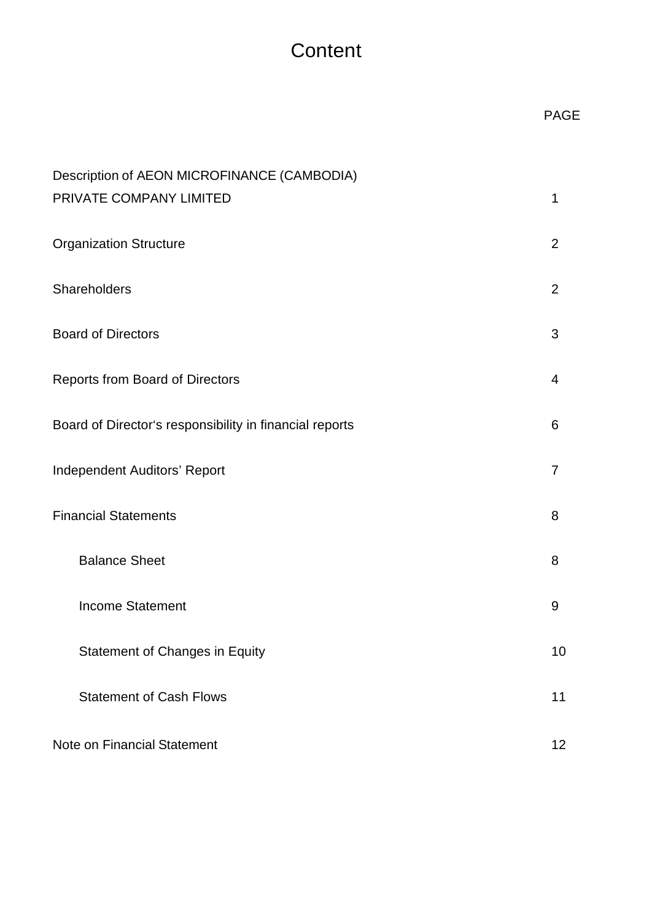# Content

| | PAGE |
|---|---|
| Description of AEON MICROFINANCE (CAMBODIA) PRIVATE COMPANY LIMITED | 1 |
| Organization Structure | 2 |
| Shareholders | 2 |
| Board of Directors | 3 |
| Reports from Board of Directors | 4 |
| Board of Director's responsibility in financial reports | 6 |
| Independent Auditors' Report | 7 |
| Financial Statements | 8 |
| Balance Sheet | 8 |
| Income Statement | 9 |
| Statement of Changes in Equity | 10 |
| Statement of Cash Flows | 11 |
| Note on Financial Statement | 12 |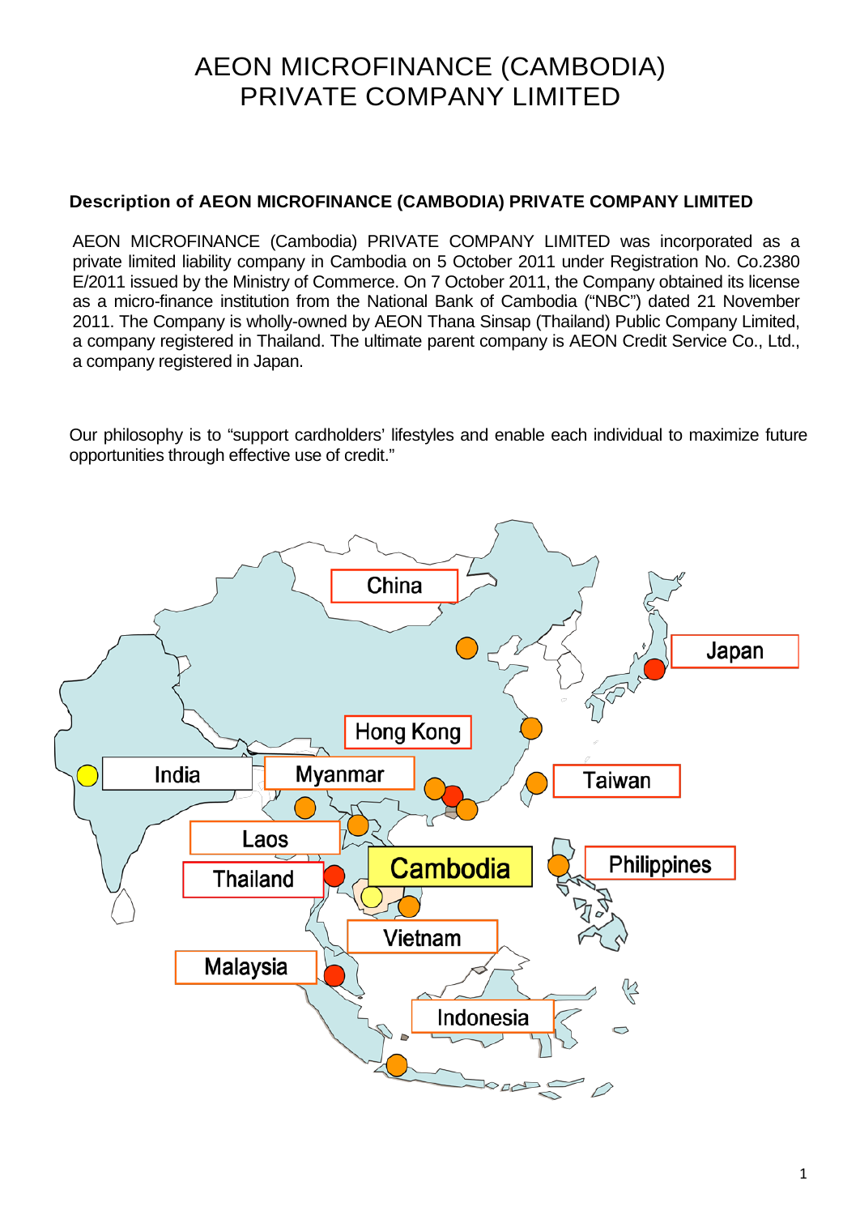# AEON MICROFINANCE (CAMBODIA) PRIVATE COMPANY LIMITED

## Description of AEON MICROFINANCE (CAMBODIA) PRIVATE COMPANY LIMITED

AEON MICROFINANCE (Cambodia) PRIVATE COMPANY LIMITED was incorporated as a private limited liability company in Cambodia on 5 October 2011 under Registration No. Co.2380 E/2011 issued by the Ministry of Commerce. On 7 October 2011, the Company obtained its license as a micro-finance institution from the National Bank of Cambodia ("NBC") dated 21 November 2011. The Company is wholly-owned by AEON Thana Sinsap (Thailand) Public Company Limited, a company registered in Thailand. The ultimate parent company is AEON Credit Service Co., Ltd., a company registered in Japan.

Our philosophy is to "support cardholders' lifestyles and enable each individual to maximize future opportunities through effective use of credit."

China
Japan
Hong Kong
India
Myanmar
Taiwan
Laos
Cambodia
Philippines
Thailand
Vietnam
Malaysia
Indonesia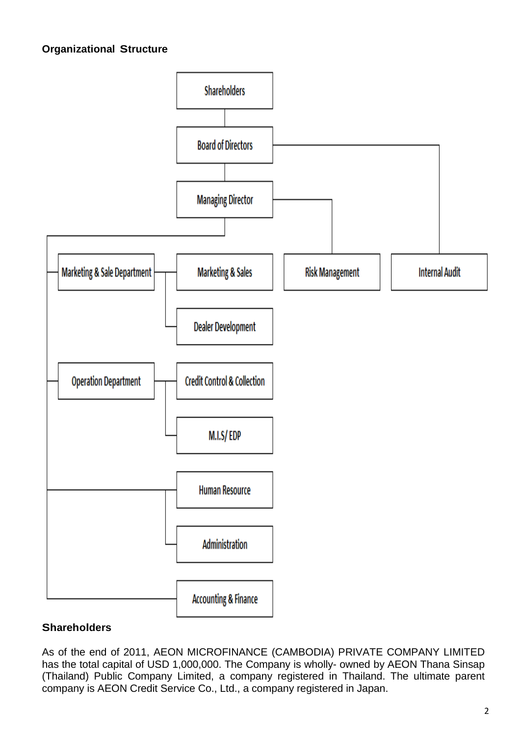**Organizational Structure**

Shareholders

Board of Directors

Managing Director

Marketing & Sale Department

Marketing & Sales

Dealer Development

Risk Management

Internal Audit

Operation Department

Credit Control & Collection

M.I.S/ EDP

Human Resource

Administration

Accounting & Finance

**Shareholders**

As of the end of 2011, AEON MICROFINANCE (CAMBODIA) PRIVATE COMPANY LIMITED has the total capital of USD 1,000,000. The Company is wholly- owned by AEON Thana Sinsap (Thailand) Public Company Limited, a company registered in Thailand. The ultimate parent company is AEON Credit Service Co., Ltd., a company registered in Japan.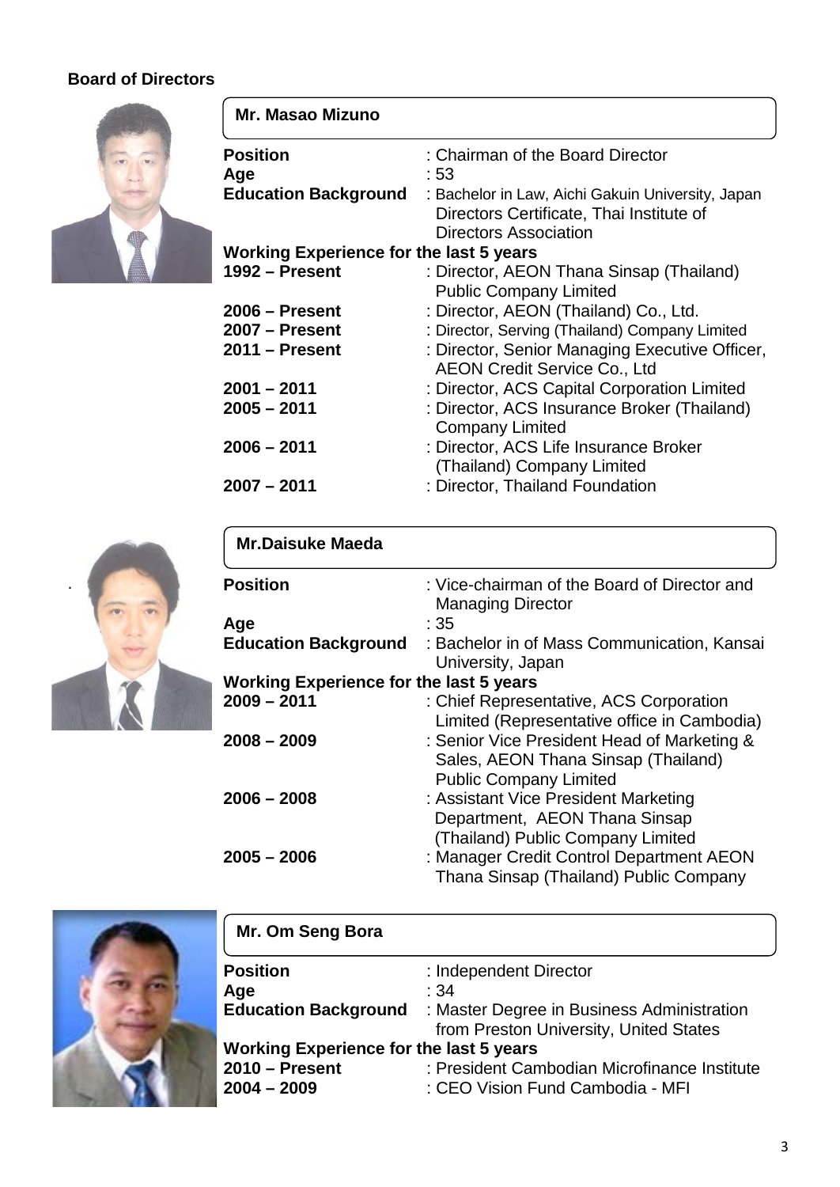## Board of Directors

### Mr. Masao Mizuno

| | |
|---|---|
| **Position** | : Chairman of the Board Director |
| **Age** | : 53 |
| **Education Background** | : Bachelor in Law, Aichi Gakuin University, Japan Directors Certificate, Thai Institute of Directors Association |

**Working Experience for the last 5 years**

| | |
|---|---|
| **1992 – Present** | : Director, AEON Thana Sinsap (Thailand) Public Company Limited |
| **2006 – Present** | : Director, AEON (Thailand) Co., Ltd. |
| **2007 – Present** | : Director, Serving (Thailand) Company Limited |
| **2011 – Present** | : Director, Senior Managing Executive Officer, AEON Credit Service Co., Ltd |
| **2001 – 2011** | : Director, ACS Capital Corporation Limited |
| **2005 – 2011** | : Director, ACS Insurance Broker (Thailand) Company Limited |
| **2006 – 2011** | : Director, ACS Life Insurance Broker (Thailand) Company Limited |
| **2007 – 2011** | : Director, Thailand Foundation |

### Mr.Daisuke Maeda

| | |
|---|---|
| **Position** | : Vice-chairman of the Board of Director and Managing Director |
| **Age** | : 35 |
| **Education Background** | : Bachelor in of Mass Communication, Kansai University, Japan |

**Working Experience for the last 5 years**

| | |
|---|---|
| **2009 – 2011** | : Chief Representative, ACS Corporation Limited (Representative office in Cambodia) |
| **2008 – 2009** | : Senior Vice President Head of Marketing & Sales, AEON Thana Sinsap (Thailand) Public Company Limited |
| **2006 – 2008** | : Assistant Vice President Marketing Department, AEON Thana Sinsap (Thailand) Public Company Limited |
| **2005 – 2006** | : Manager Credit Control Department AEON Thana Sinsap (Thailand) Public Company |

### Mr. Om Seng Bora

| | |
|---|---|
| **Position** | : Independent Director |
| **Age** | : 34 |
| **Education Background** | : Master Degree in Business Administration from Preston University, United States |

**Working Experience for the last 5 years**

| | |
|---|---|
| **2010 – Present** | : President Cambodian Microfinance Institute |
| **2004 – 2009** | : CEO Vision Fund Cambodia - MFI |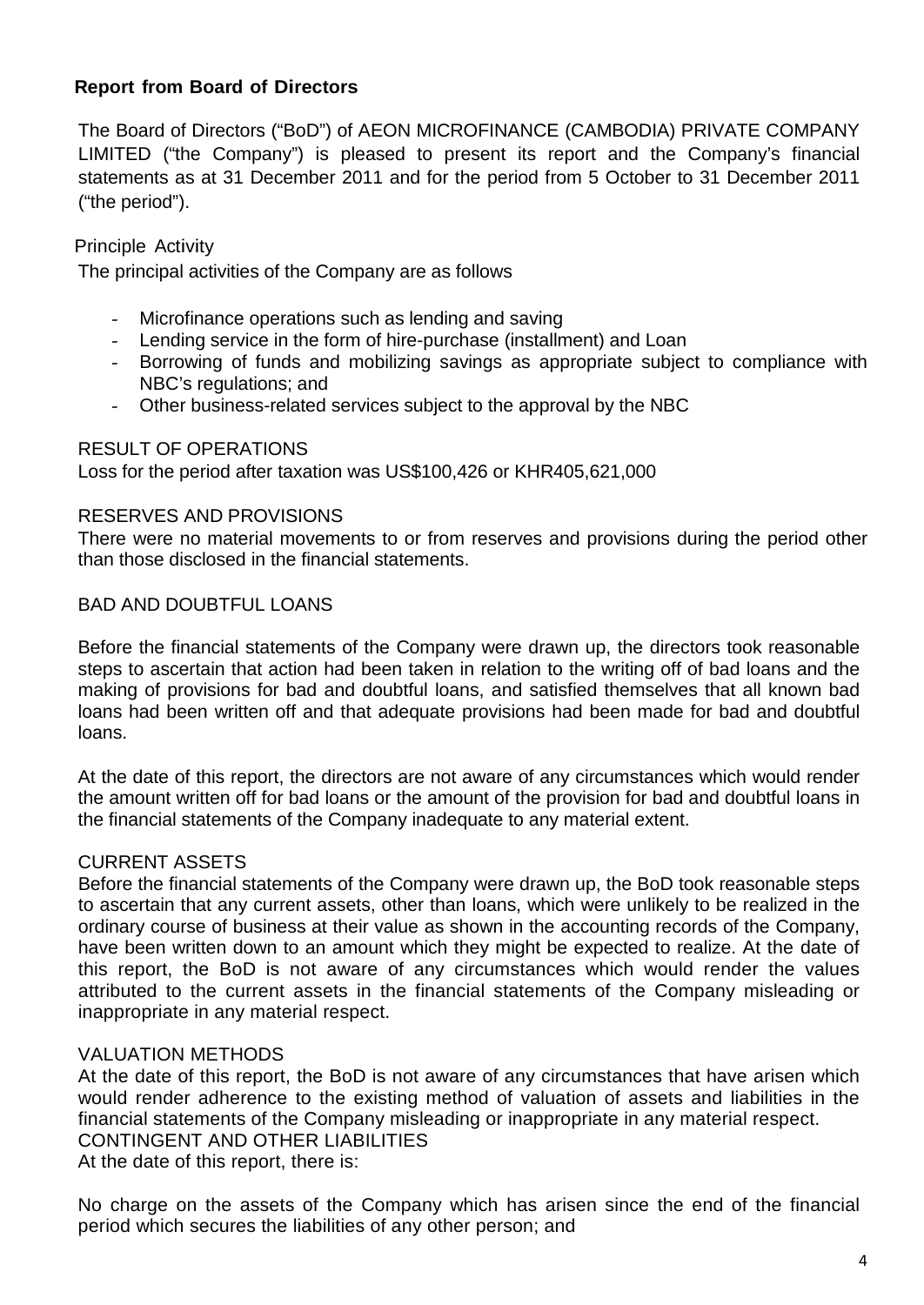## Report from Board of Directors

The Board of Directors ("BoD") of AEON MICROFINANCE (CAMBODIA) PRIVATE COMPANY LIMITED ("the Company") is pleased to present its report and the Company's financial statements as at 31 December 2011 and for the period from 5 October to 31 December 2011 ("the period").

### Principle Activity

The principal activities of the Company are as follows

- Microfinance operations such as lending and saving
- Lending service in the form of hire-purchase (installment) and Loan
- Borrowing of funds and mobilizing savings as appropriate subject to compliance with NBC's regulations; and
- Other business-related services subject to the approval by the NBC

### RESULT OF OPERATIONS

Loss for the period after taxation was US$100,426 or KHR405,621,000

### RESERVES AND PROVISIONS

There were no material movements to or from reserves and provisions during the period other than those disclosed in the financial statements.

### BAD AND DOUBTFUL LOANS

Before the financial statements of the Company were drawn up, the directors took reasonable steps to ascertain that action had been taken in relation to the writing off of bad loans and the making of provisions for bad and doubtful loans, and satisfied themselves that all known bad loans had been written off and that adequate provisions had been made for bad and doubtful loans.

At the date of this report, the directors are not aware of any circumstances which would render the amount written off for bad loans or the amount of the provision for bad and doubtful loans in the financial statements of the Company inadequate to any material extent.

### CURRENT ASSETS

Before the financial statements of the Company were drawn up, the BoD took reasonable steps to ascertain that any current assets, other than loans, which were unlikely to be realized in the ordinary course of business at their value as shown in the accounting records of the Company, have been written down to an amount which they might be expected to realize. At the date of this report, the BoD is not aware of any circumstances which would render the values attributed to the current assets in the financial statements of the Company misleading or inappropriate in any material respect.

### VALUATION METHODS

At the date of this report, the BoD is not aware of any circumstances that have arisen which would render adherence to the existing method of valuation of assets and liabilities in the financial statements of the Company misleading or inappropriate in any material respect.

### CONTINGENT AND OTHER LIABILITIES

At the date of this report, there is:

No charge on the assets of the Company which has arisen since the end of the financial period which secures the liabilities of any other person; and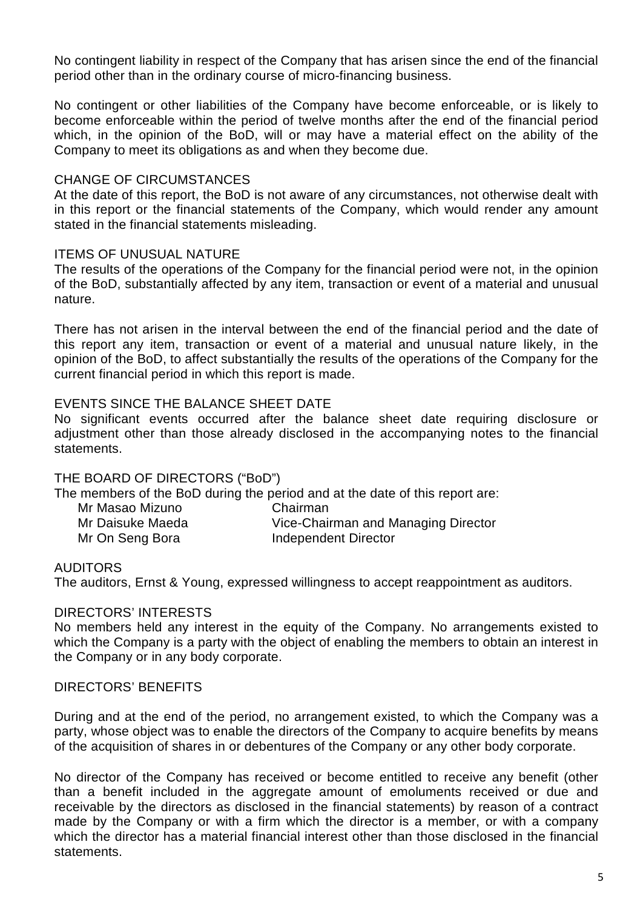No contingent liability in respect of the Company that has arisen since the end of the financial period other than in the ordinary course of micro-financing business.

No contingent or other liabilities of the Company have become enforceable, or is likely to become enforceable within the period of twelve months after the end of the financial period which, in the opinion of the BoD, will or may have a material effect on the ability of the Company to meet its obligations as and when they become due.

## CHANGE OF CIRCUMSTANCES

At the date of this report, the BoD is not aware of any circumstances, not otherwise dealt with in this report or the financial statements of the Company, which would render any amount stated in the financial statements misleading.

## ITEMS OF UNUSUAL NATURE

The results of the operations of the Company for the financial period were not, in the opinion of the BoD, substantially affected by any item, transaction or event of a material and unusual nature.

There has not arisen in the interval between the end of the financial period and the date of this report any item, transaction or event of a material and unusual nature likely, in the opinion of the BoD, to affect substantially the results of the operations of the Company for the current financial period in which this report is made.

## EVENTS SINCE THE BALANCE SHEET DATE

No significant events occurred after the balance sheet date requiring disclosure or adjustment other than those already disclosed in the accompanying notes to the financial statements.

## THE BOARD OF DIRECTORS ("BoD")

The members of the BoD during the period and at the date of this report are:

| | |
|---|---|
| Mr Masao Mizuno | Chairman |
| Mr Daisuke Maeda | Vice-Chairman and Managing Director |
| Mr On Seng Bora | Independent Director |

## AUDITORS

The auditors, Ernst & Young, expressed willingness to accept reappointment as auditors.

## DIRECTORS' INTERESTS

No members held any interest in the equity of the Company. No arrangements existed to which the Company is a party with the object of enabling the members to obtain an interest in the Company or in any body corporate.

## DIRECTORS' BENEFITS

During and at the end of the period, no arrangement existed, to which the Company was a party, whose object was to enable the directors of the Company to acquire benefits by means of the acquisition of shares in or debentures of the Company or any other body corporate.

No director of the Company has received or become entitled to receive any benefit (other than a benefit included in the aggregate amount of emoluments received or due and receivable by the directors as disclosed in the financial statements) by reason of a contract made by the Company or with a firm which the director is a member, or with a company which the director has a material financial interest other than those disclosed in the financial statements.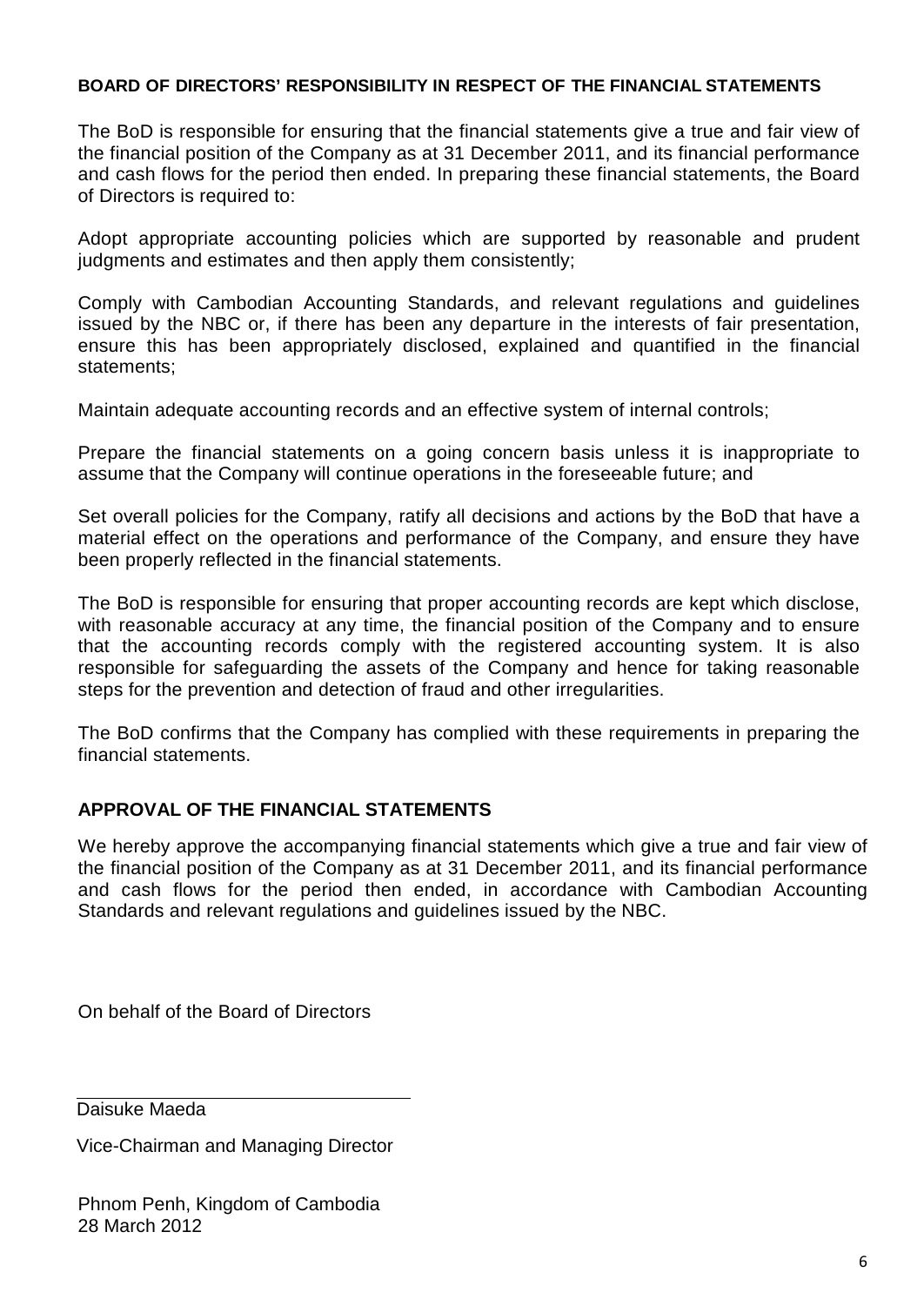**BOARD OF DIRECTORS' RESPONSIBILITY IN RESPECT OF THE FINANCIAL STATEMENTS**

The BoD is responsible for ensuring that the financial statements give a true and fair view of the financial position of the Company as at 31 December 2011, and its financial performance and cash flows for the period then ended. In preparing these financial statements, the Board of Directors is required to:

Adopt appropriate accounting policies which are supported by reasonable and prudent judgments and estimates and then apply them consistently;

Comply with Cambodian Accounting Standards, and relevant regulations and guidelines issued by the NBC or, if there has been any departure in the interests of fair presentation, ensure this has been appropriately disclosed, explained and quantified in the financial statements;

Maintain adequate accounting records and an effective system of internal controls;

Prepare the financial statements on a going concern basis unless it is inappropriate to assume that the Company will continue operations in the foreseeable future; and

Set overall policies for the Company, ratify all decisions and actions by the BoD that have a material effect on the operations and performance of the Company, and ensure they have been properly reflected in the financial statements.

The BoD is responsible for ensuring that proper accounting records are kept which disclose, with reasonable accuracy at any time, the financial position of the Company and to ensure that the accounting records comply with the registered accounting system. It is also responsible for safeguarding the assets of the Company and hence for taking reasonable steps for the prevention and detection of fraud and other irregularities.

The BoD confirms that the Company has complied with these requirements in preparing the financial statements.

**APPROVAL OF THE FINANCIAL STATEMENTS**

We hereby approve the accompanying financial statements which give a true and fair view of the financial position of the Company as at 31 December 2011, and its financial performance and cash flows for the period then ended, in accordance with Cambodian Accounting Standards and relevant regulations and guidelines issued by the NBC.

On behalf of the Board of Directors

Daisuke Maeda

Vice-Chairman and Managing Director

Phnom Penh, Kingdom of Cambodia
28 March 2012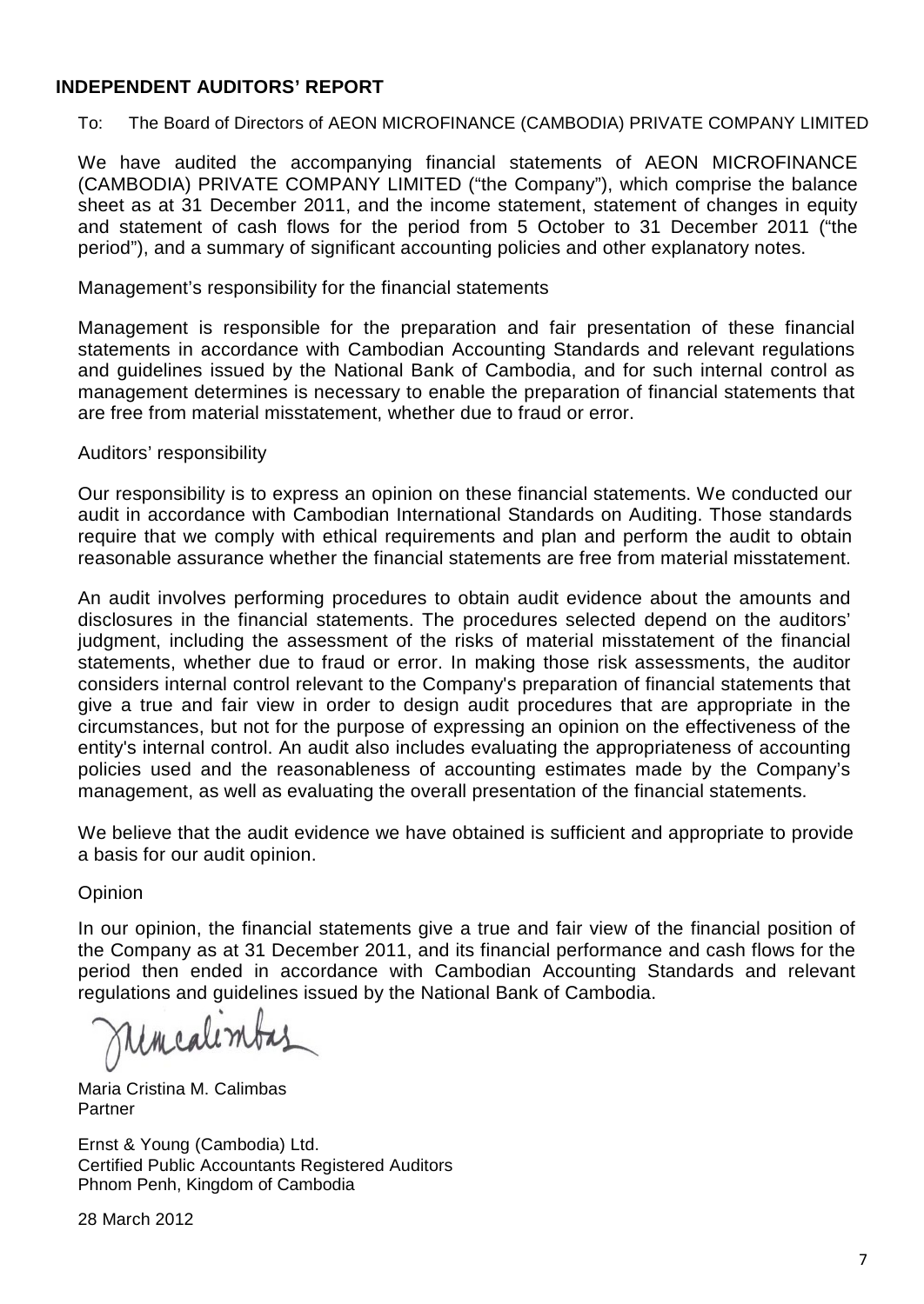## INDEPENDENT AUDITORS' REPORT

To: The Board of Directors of AEON MICROFINANCE (CAMBODIA) PRIVATE COMPANY LIMITED

We have audited the accompanying financial statements of AEON MICROFINANCE (CAMBODIA) PRIVATE COMPANY LIMITED ("the Company"), which comprise the balance sheet as at 31 December 2011, and the income statement, statement of changes in equity and statement of cash flows for the period from 5 October to 31 December 2011 ("the period"), and a summary of significant accounting policies and other explanatory notes.

Management's responsibility for the financial statements

Management is responsible for the preparation and fair presentation of these financial statements in accordance with Cambodian Accounting Standards and relevant regulations and guidelines issued by the National Bank of Cambodia, and for such internal control as management determines is necessary to enable the preparation of financial statements that are free from material misstatement, whether due to fraud or error.

Auditors' responsibility

Our responsibility is to express an opinion on these financial statements. We conducted our audit in accordance with Cambodian International Standards on Auditing. Those standards require that we comply with ethical requirements and plan and perform the audit to obtain reasonable assurance whether the financial statements are free from material misstatement.

An audit involves performing procedures to obtain audit evidence about the amounts and disclosures in the financial statements. The procedures selected depend on the auditors' judgment, including the assessment of the risks of material misstatement of the financial statements, whether due to fraud or error. In making those risk assessments, the auditor considers internal control relevant to the Company's preparation of financial statements that give a true and fair view in order to design audit procedures that are appropriate in the circumstances, but not for the purpose of expressing an opinion on the effectiveness of the entity's internal control. An audit also includes evaluating the appropriateness of accounting policies used and the reasonableness of accounting estimates made by the Company's management, as well as evaluating the overall presentation of the financial statements.

We believe that the audit evidence we have obtained is sufficient and appropriate to provide a basis for our audit opinion.

Opinion

In our opinion, the financial statements give a true and fair view of the financial position of the Company as at 31 December 2011, and its financial performance and cash flows for the period then ended in accordance with Cambodian Accounting Standards and relevant regulations and guidelines issued by the National Bank of Cambodia.

Maria Cristina M. Calimbas
Partner

Ernst & Young (Cambodia) Ltd.
Certified Public Accountants Registered Auditors
Phnom Penh, Kingdom of Cambodia

28 March 2012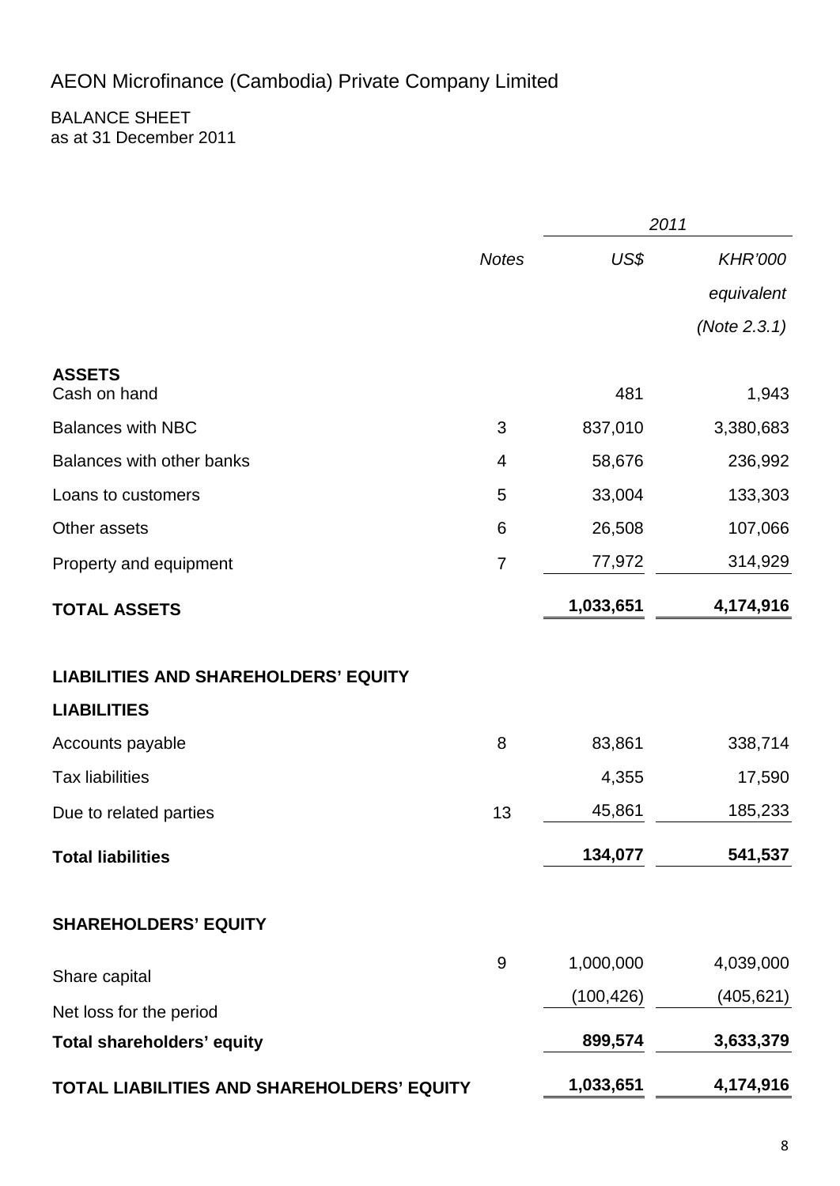# AEON Microfinance (Cambodia) Private Company Limited

BALANCE SHEET
as at 31 December 2011

| | | 2011 | |
|---|---|---|---|
| | *Notes* | *US$* | *KHR'000 equivalent (Note 2.3.1)* |
| **ASSETS** | | | |
| Cash on hand | | 481 | 1,943 |
| Balances with NBC | 3 | 837,010 | 3,380,683 |
| Balances with other banks | 4 | 58,676 | 236,992 |
| Loans to customers | 5 | 33,004 | 133,303 |
| Other assets | 6 | 26,508 | 107,066 |
| Property and equipment | 7 | 77,972 | 314,929 |
| **TOTAL ASSETS** | | **1,033,651** | **4,174,916** |
| **LIABILITIES AND SHAREHOLDERS' EQUITY** | | | |
| **LIABILITIES** | | | |
| Accounts payable | 8 | 83,861 | 338,714 |
| Tax liabilities | | 4,355 | 17,590 |
| Due to related parties | 13 | 45,861 | 185,233 |
| **Total liabilities** | | **134,077** | **541,537** |
| **SHAREHOLDERS' EQUITY** | | | |
| Share capital | 9 | 1,000,000 | 4,039,000 |
| Net loss for the period | | (100,426) | (405,621) |
| **Total shareholders' equity** | | **899,574** | **3,633,379** |
| **TOTAL LIABILITIES AND SHAREHOLDERS' EQUITY** | | **1,033,651** | **4,174,916** |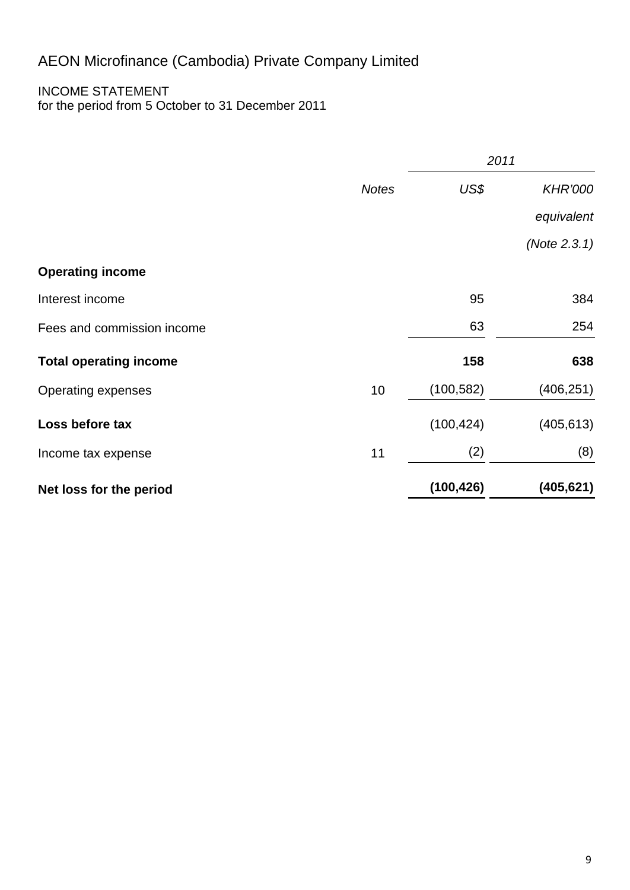# AEON Microfinance (Cambodia) Private Company Limited

INCOME STATEMENT
for the period from 5 October to 31 December 2011

| | | 2011 | |
|---|---|---|---|
| | *Notes* | *US$* | *KHR'000 equivalent (Note 2.3.1)* |
| **Operating income** | | | |
| Interest income | | 95 | 384 |
| Fees and commission income | | 63 | 254 |
| **Total operating income** | | **158** | **638** |
| Operating expenses | 10 | (100,582) | (406,251) |
| **Loss before tax** | | (100,424) | (405,613) |
| Income tax expense | 11 | (2) | (8) |
| **Net loss for the period** | | **(100,426)** | **(405,621)** |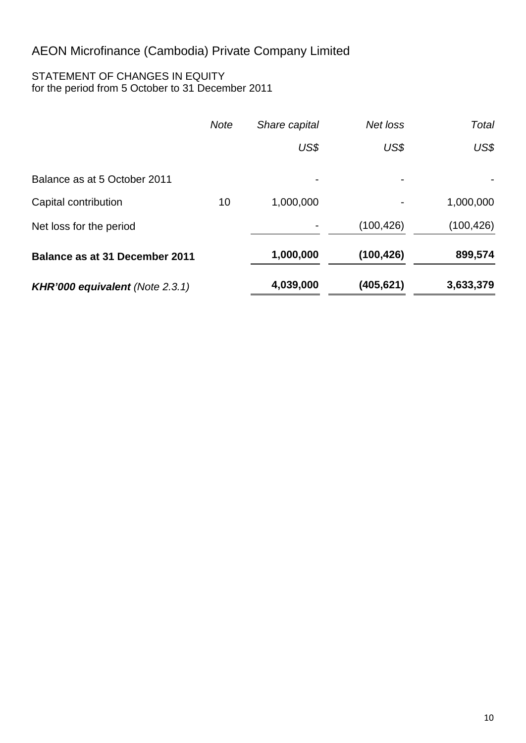# AEON Microfinance (Cambodia) Private Company Limited

STATEMENT OF CHANGES IN EQUITY
for the period from 5 October to 31 December 2011

| | *Note* | *Share capital* | *Net loss* | *Total* |
|---|---|---|---|---|
| | | *US$* | *US$* | *US$* |
| Balance as at 5 October 2011 | | - | - | - |
| Capital contribution | 10 | 1,000,000 | - | 1,000,000 |
| Net loss for the period | | - | (100,426) | (100,426) |
| **Balance as at 31 December 2011** | | **1,000,000** | **(100,426)** | **899,574** |
| ***KHR'000 equivalent*** *(Note 2.3.1)* | | **4,039,000** | **(405,621)** | **3,633,379** |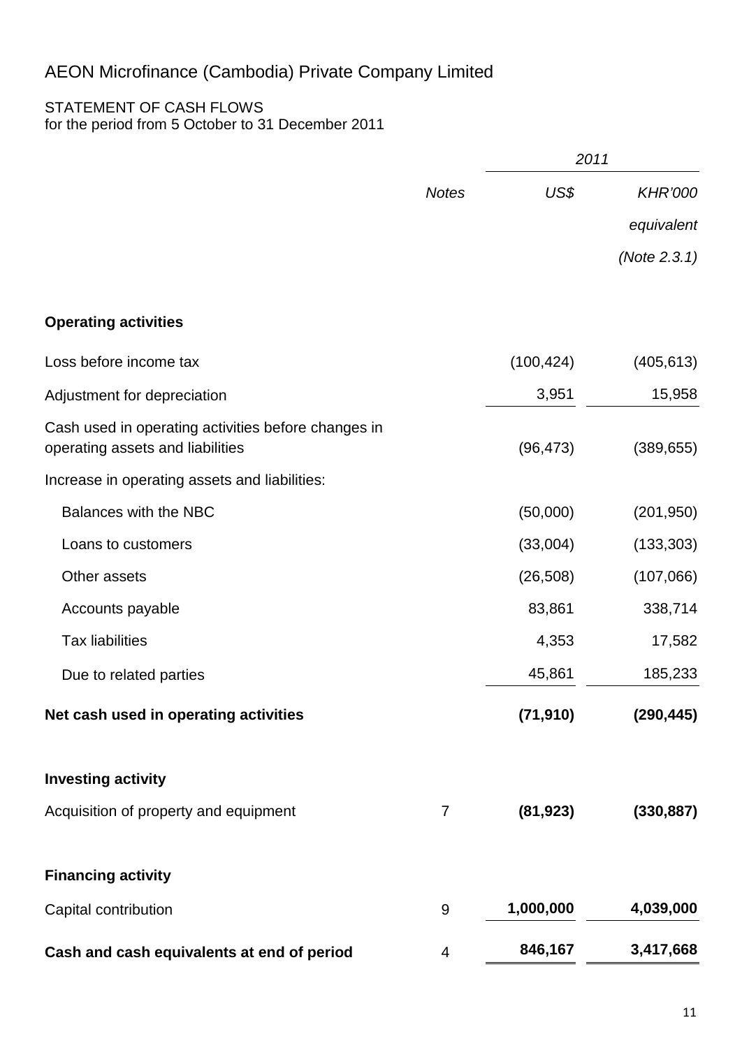# AEON Microfinance (Cambodia) Private Company Limited

## STATEMENT OF CASH FLOWS
for the period from 5 October to 31 December 2011

| | | 2011 | |
|---|---|---|---|
| | *Notes* | *US$* | *KHR'000 equivalent (Note 2.3.1)* |
| **Operating activities** | | | |
| Loss before income tax | | (100,424) | (405,613) |
| Adjustment for depreciation | | 3,951 | 15,958 |
| Cash used in operating activities before changes in operating assets and liabilities | | (96,473) | (389,655) |
| Increase in operating assets and liabilities: | | | |
| Balances with the NBC | | (50,000) | (201,950) |
| Loans to customers | | (33,004) | (133,303) |
| Other assets | | (26,508) | (107,066) |
| Accounts payable | | 83,861 | 338,714 |
| Tax liabilities | | 4,353 | 17,582 |
| Due to related parties | | 45,861 | 185,233 |
| **Net cash used in operating activities** | | **(71,910)** | **(290,445)** |
| **Investing activity** | | | |
| Acquisition of property and equipment | 7 | **(81,923)** | **(330,887)** |
| **Financing activity** | | | |
| Capital contribution | 9 | **1,000,000** | **4,039,000** |
| **Cash and cash equivalents at end of period** | 4 | **846,167** | **3,417,668** |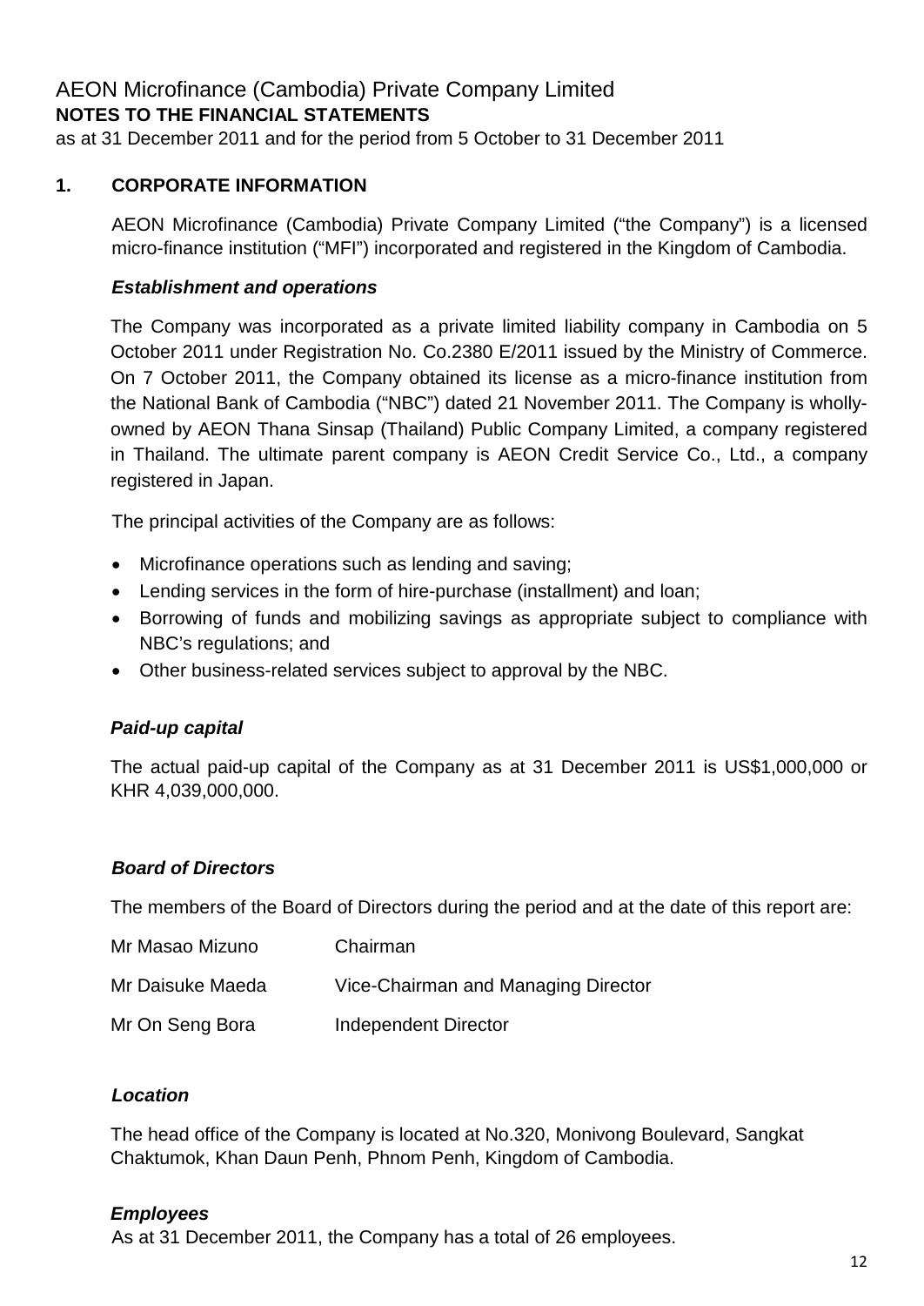AEON Microfinance (Cambodia) Private Company Limited
**NOTES TO THE FINANCIAL STATEMENTS**
as at 31 December 2011 and for the period from 5 October to 31 December 2011

## 1. CORPORATE INFORMATION

AEON Microfinance (Cambodia) Private Company Limited ("the Company") is a licensed micro-finance institution ("MFI") incorporated and registered in the Kingdom of Cambodia.

### *Establishment and operations*

The Company was incorporated as a private limited liability company in Cambodia on 5 October 2011 under Registration No. Co.2380 E/2011 issued by the Ministry of Commerce. On 7 October 2011, the Company obtained its license as a micro-finance institution from the National Bank of Cambodia ("NBC") dated 21 November 2011. The Company is wholly-owned by AEON Thana Sinsap (Thailand) Public Company Limited, a company registered in Thailand. The ultimate parent company is AEON Credit Service Co., Ltd., a company registered in Japan.

The principal activities of the Company are as follows:

- Microfinance operations such as lending and saving;
- Lending services in the form of hire-purchase (installment) and loan;
- Borrowing of funds and mobilizing savings as appropriate subject to compliance with NBC's regulations; and
- Other business-related services subject to approval by the NBC.

### *Paid-up capital*

The actual paid-up capital of the Company as at 31 December 2011 is US$1,000,000 or KHR 4,039,000,000.

### *Board of Directors*

The members of the Board of Directors during the period and at the date of this report are:

| | |
|---|---|
| Mr Masao Mizuno | Chairman |
| Mr Daisuke Maeda | Vice-Chairman and Managing Director |
| Mr On Seng Bora | Independent Director |

### *Location*

The head office of the Company is located at No.320, Monivong Boulevard, Sangkat Chaktumok, Khan Daun Penh, Phnom Penh, Kingdom of Cambodia.

### *Employees*

As at 31 December 2011, the Company has a total of 26 employees.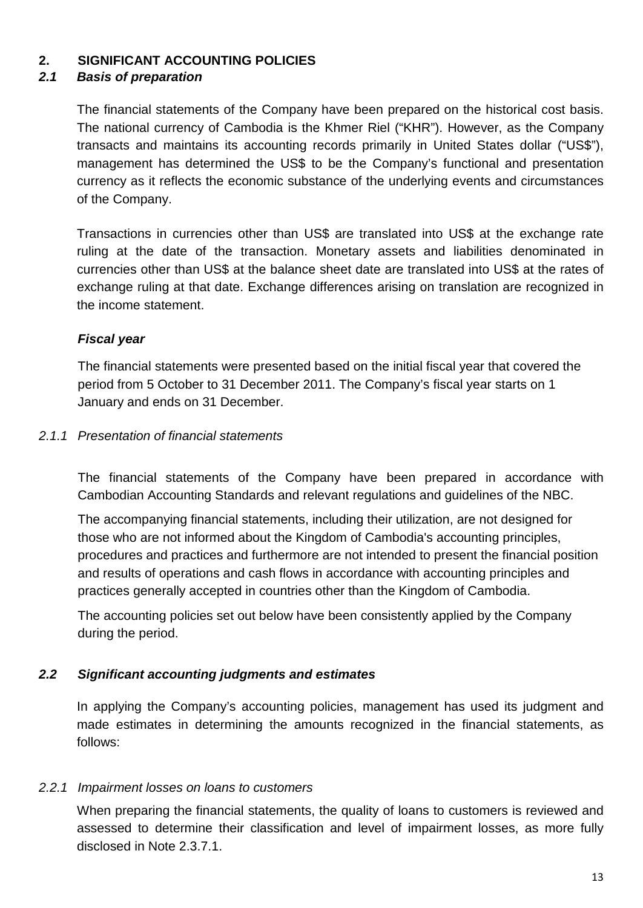## 2. SIGNIFICANT ACCOUNTING POLICIES

### *2.1 Basis of preparation*

The financial statements of the Company have been prepared on the historical cost basis. The national currency of Cambodia is the Khmer Riel ("KHR"). However, as the Company transacts and maintains its accounting records primarily in United States dollar ("US$"), management has determined the US$ to be the Company's functional and presentation currency as it reflects the economic substance of the underlying events and circumstances of the Company.

Transactions in currencies other than US$ are translated into US$ at the exchange rate ruling at the date of the transaction. Monetary assets and liabilities denominated in currencies other than US$ at the balance sheet date are translated into US$ at the rates of exchange ruling at that date. Exchange differences arising on translation are recognized in the income statement.

***Fiscal year***

The financial statements were presented based on the initial fiscal year that covered the period from 5 October to 31 December 2011. The Company's fiscal year starts on 1 January and ends on 31 December.

#### *2.1.1 Presentation of financial statements*

The financial statements of the Company have been prepared in accordance with Cambodian Accounting Standards and relevant regulations and guidelines of the NBC.

The accompanying financial statements, including their utilization, are not designed for those who are not informed about the Kingdom of Cambodia's accounting principles, procedures and practices and furthermore are not intended to present the financial position and results of operations and cash flows in accordance with accounting principles and practices generally accepted in countries other than the Kingdom of Cambodia.

The accounting policies set out below have been consistently applied by the Company during the period.

### *2.2 Significant accounting judgments and estimates*

In applying the Company's accounting policies, management has used its judgment and made estimates in determining the amounts recognized in the financial statements, as follows:

#### *2.2.1 Impairment losses on loans to customers*

When preparing the financial statements, the quality of loans to customers is reviewed and assessed to determine their classification and level of impairment losses, as more fully disclosed in Note 2.3.7.1.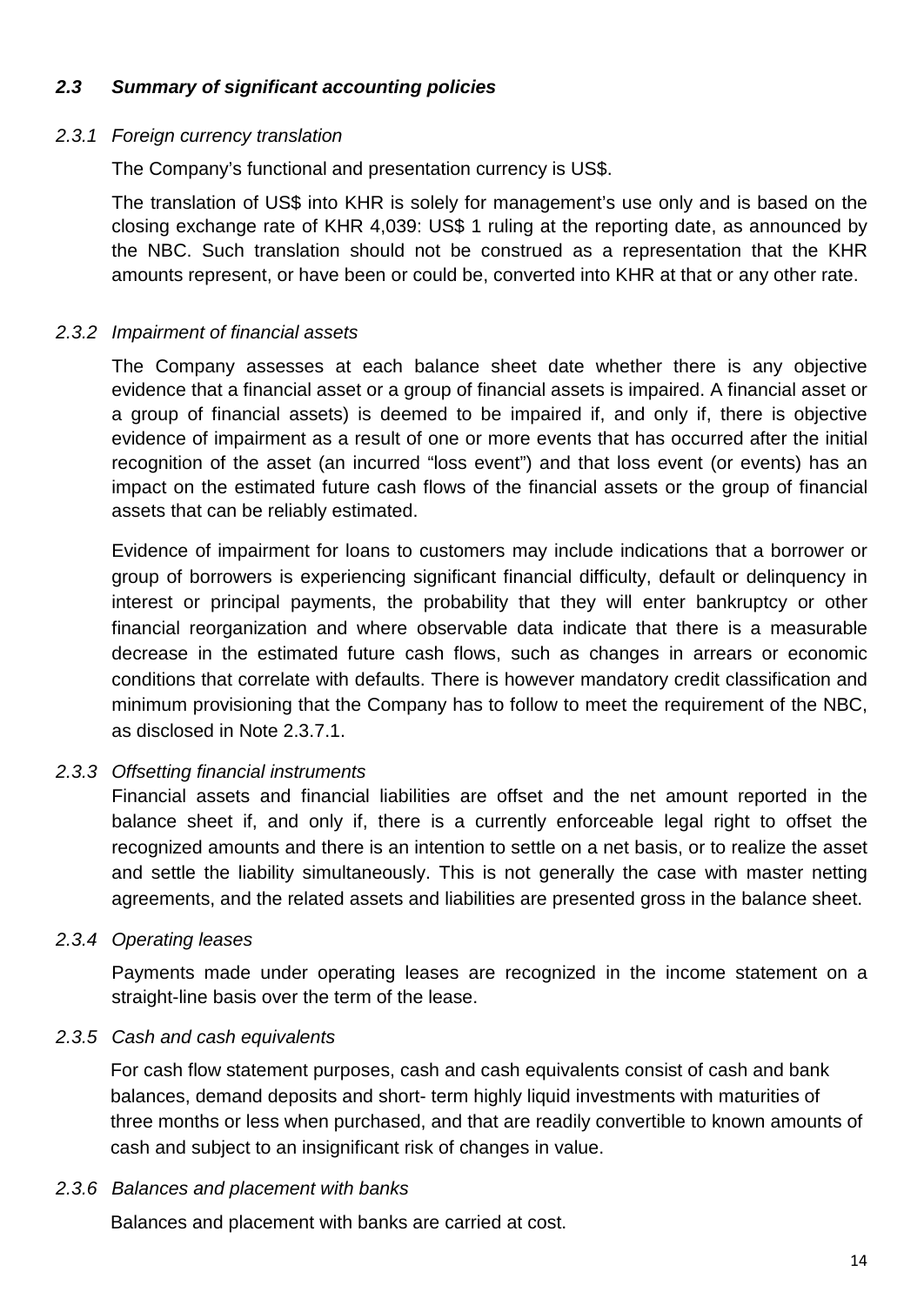### *2.3 Summary of significant accounting policies*

#### *2.3.1 Foreign currency translation*

The Company's functional and presentation currency is US$.

The translation of US$ into KHR is solely for management's use only and is based on the closing exchange rate of KHR 4,039: US$ 1 ruling at the reporting date, as announced by the NBC. Such translation should not be construed as a representation that the KHR amounts represent, or have been or could be, converted into KHR at that or any other rate.

#### *2.3.2 Impairment of financial assets*

The Company assesses at each balance sheet date whether there is any objective evidence that a financial asset or a group of financial assets is impaired. A financial asset or a group of financial assets) is deemed to be impaired if, and only if, there is objective evidence of impairment as a result of one or more events that has occurred after the initial recognition of the asset (an incurred "loss event") and that loss event (or events) has an impact on the estimated future cash flows of the financial assets or the group of financial assets that can be reliably estimated.

Evidence of impairment for loans to customers may include indications that a borrower or group of borrowers is experiencing significant financial difficulty, default or delinquency in interest or principal payments, the probability that they will enter bankruptcy or other financial reorganization and where observable data indicate that there is a measurable decrease in the estimated future cash flows, such as changes in arrears or economic conditions that correlate with defaults. There is however mandatory credit classification and minimum provisioning that the Company has to follow to meet the requirement of the NBC, as disclosed in Note 2.3.7.1.

#### *2.3.3 Offsetting financial instruments*

Financial assets and financial liabilities are offset and the net amount reported in the balance sheet if, and only if, there is a currently enforceable legal right to offset the recognized amounts and there is an intention to settle on a net basis, or to realize the asset and settle the liability simultaneously. This is not generally the case with master netting agreements, and the related assets and liabilities are presented gross in the balance sheet.

#### *2.3.4 Operating leases*

Payments made under operating leases are recognized in the income statement on a straight-line basis over the term of the lease.

#### *2.3.5 Cash and cash equivalents*

For cash flow statement purposes, cash and cash equivalents consist of cash and bank balances, demand deposits and short- term highly liquid investments with maturities of three months or less when purchased, and that are readily convertible to known amounts of cash and subject to an insignificant risk of changes in value.

#### *2.3.6 Balances and placement with banks*

Balances and placement with banks are carried at cost.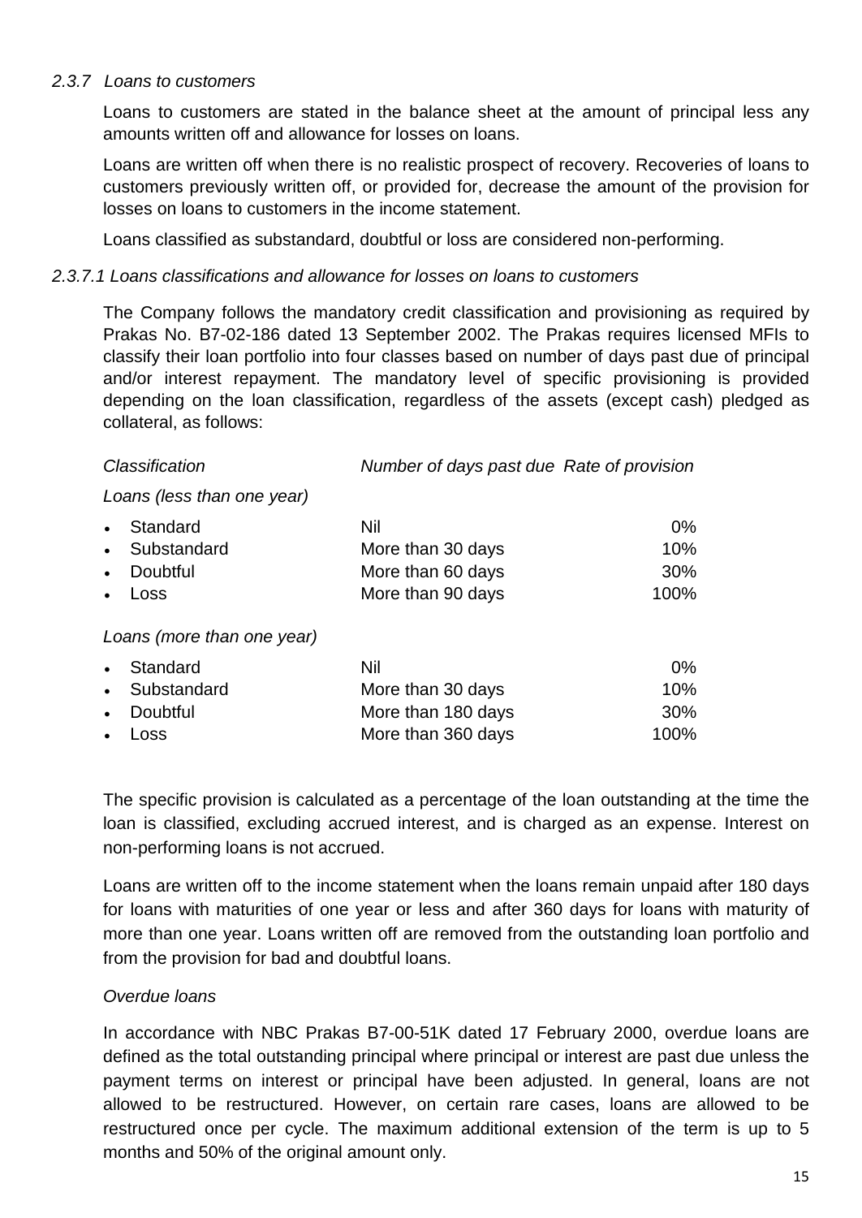### *2.3.7 Loans to customers*

Loans to customers are stated in the balance sheet at the amount of principal less any amounts written off and allowance for losses on loans.

Loans are written off when there is no realistic prospect of recovery. Recoveries of loans to customers previously written off, or provided for, decrease the amount of the provision for losses on loans to customers in the income statement.

Loans classified as substandard, doubtful or loss are considered non-performing.

#### *2.3.7.1 Loans classifications and allowance for losses on loans to customers*

The Company follows the mandatory credit classification and provisioning as required by Prakas No. B7-02-186 dated 13 September 2002. The Prakas requires licensed MFIs to classify their loan portfolio into four classes based on number of days past due of principal and/or interest repayment. The mandatory level of specific provisioning is provided depending on the loan classification, regardless of the assets (except cash) pledged as collateral, as follows:

| *Classification* | *Number of days past due* | *Rate of provision* |
|---|---|---|
| *Loans (less than one year)* | | |
| • Standard | Nil | 0% |
| • Substandard | More than 30 days | 10% |
| • Doubtful | More than 60 days | 30% |
| • Loss | More than 90 days | 100% |
| *Loans (more than one year)* | | |
| • Standard | Nil | 0% |
| • Substandard | More than 30 days | 10% |
| • Doubtful | More than 180 days | 30% |
| • Loss | More than 360 days | 100% |

The specific provision is calculated as a percentage of the loan outstanding at the time the loan is classified, excluding accrued interest, and is charged as an expense. Interest on non-performing loans is not accrued.

Loans are written off to the income statement when the loans remain unpaid after 180 days for loans with maturities of one year or less and after 360 days for loans with maturity of more than one year. Loans written off are removed from the outstanding loan portfolio and from the provision for bad and doubtful loans.

*Overdue loans*

In accordance with NBC Prakas B7-00-51K dated 17 February 2000, overdue loans are defined as the total outstanding principal where principal or interest are past due unless the payment terms on interest or principal have been adjusted. In general, loans are not allowed to be restructured. However, on certain rare cases, loans are allowed to be restructured once per cycle. The maximum additional extension of the term is up to 5 months and 50% of the original amount only.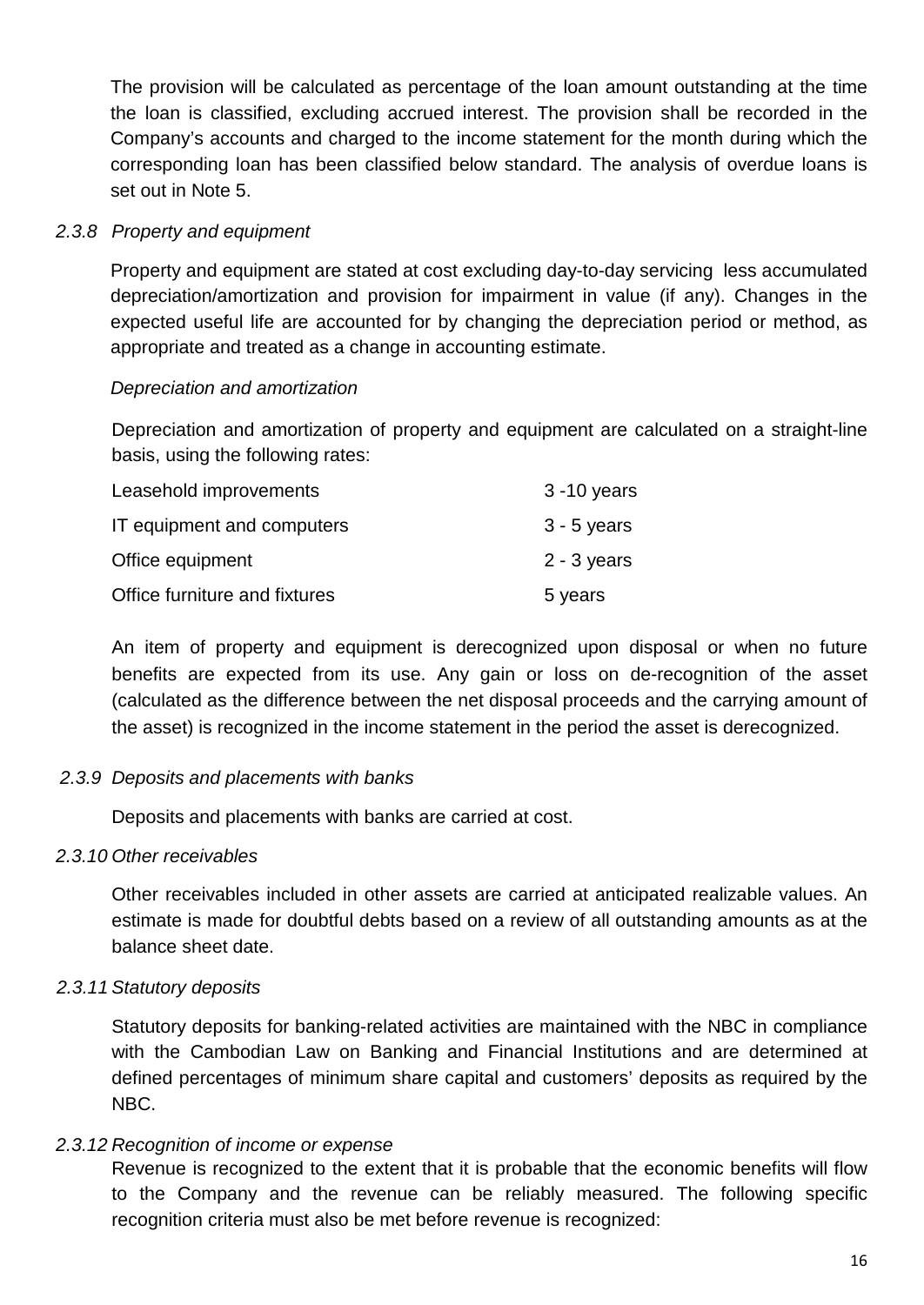The provision will be calculated as percentage of the loan amount outstanding at the time the loan is classified, excluding accrued interest. The provision shall be recorded in the Company's accounts and charged to the income statement for the month during which the corresponding loan has been classified below standard. The analysis of overdue loans is set out in Note 5.

*2.3.8 Property and equipment*

Property and equipment are stated at cost excluding day-to-day servicing less accumulated depreciation/amortization and provision for impairment in value (if any). Changes in the expected useful life are accounted for by changing the depreciation period or method, as appropriate and treated as a change in accounting estimate.

*Depreciation and amortization*

Depreciation and amortization of property and equipment are calculated on a straight-line basis, using the following rates:

| | |
|---|---|
| Leasehold improvements | 3 -10 years |
| IT equipment and computers | 3 - 5 years |
| Office equipment | 2 - 3 years |
| Office furniture and fixtures | 5 years |

An item of property and equipment is derecognized upon disposal or when no future benefits are expected from its use. Any gain or loss on de-recognition of the asset (calculated as the difference between the net disposal proceeds and the carrying amount of the asset) is recognized in the income statement in the period the asset is derecognized.

*2.3.9 Deposits and placements with banks*

Deposits and placements with banks are carried at cost.

*2.3.10 Other receivables*

Other receivables included in other assets are carried at anticipated realizable values. An estimate is made for doubtful debts based on a review of all outstanding amounts as at the balance sheet date.

*2.3.11 Statutory deposits*

Statutory deposits for banking-related activities are maintained with the NBC in compliance with the Cambodian Law on Banking and Financial Institutions and are determined at defined percentages of minimum share capital and customers' deposits as required by the NBC.

*2.3.12 Recognition of income or expense*

Revenue is recognized to the extent that it is probable that the economic benefits will flow to the Company and the revenue can be reliably measured. The following specific recognition criteria must also be met before revenue is recognized: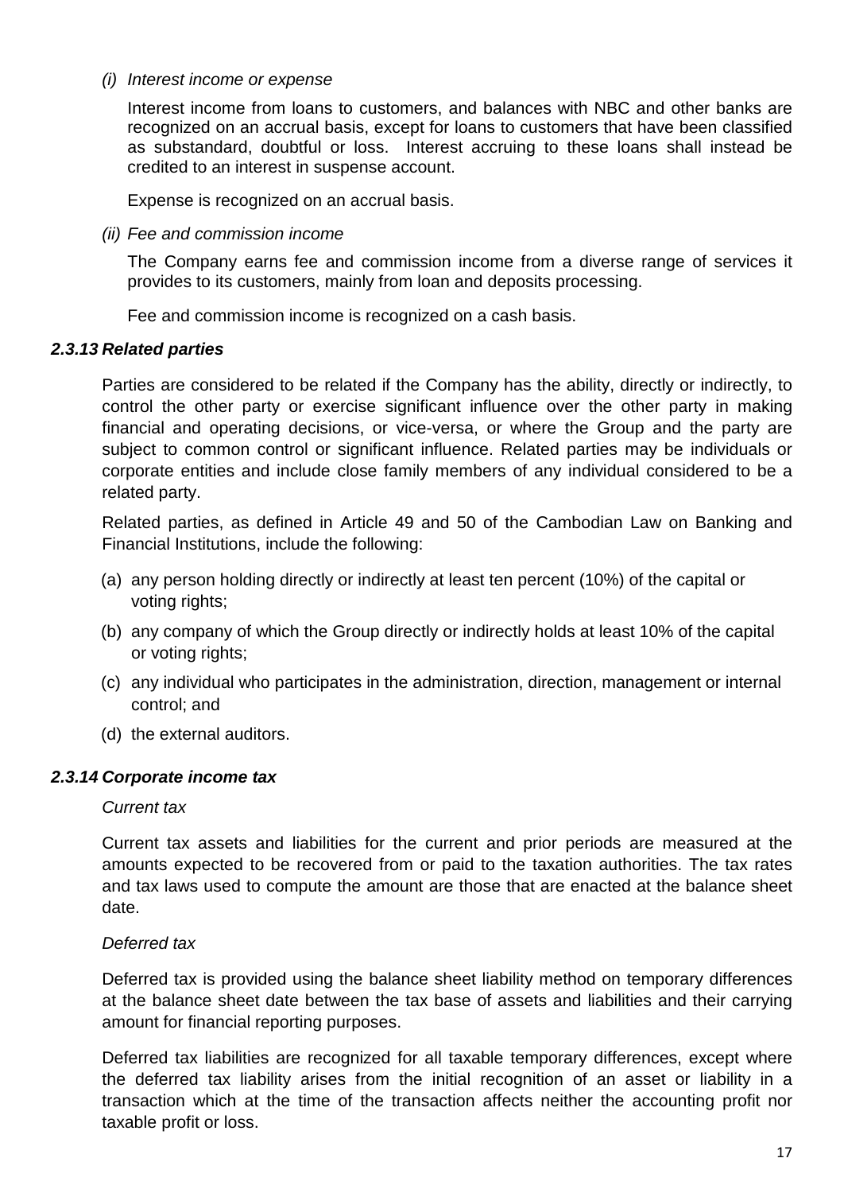*(i) Interest income or expense*

Interest income from loans to customers, and balances with NBC and other banks are recognized on an accrual basis, except for loans to customers that have been classified as substandard, doubtful or loss. Interest accruing to these loans shall instead be credited to an interest in suspense account.

Expense is recognized on an accrual basis.

*(ii) Fee and commission income*

The Company earns fee and commission income from a diverse range of services it provides to its customers, mainly from loan and deposits processing.

Fee and commission income is recognized on a cash basis.

### *2.3.13 Related parties*

Parties are considered to be related if the Company has the ability, directly or indirectly, to control the other party or exercise significant influence over the other party in making financial and operating decisions, or vice-versa, or where the Group and the party are subject to common control or significant influence. Related parties may be individuals or corporate entities and include close family members of any individual considered to be a related party.

Related parties, as defined in Article 49 and 50 of the Cambodian Law on Banking and Financial Institutions, include the following:

(a) any person holding directly or indirectly at least ten percent (10%) of the capital or voting rights;

(b) any company of which the Group directly or indirectly holds at least 10% of the capital or voting rights;

(c) any individual who participates in the administration, direction, management or internal control; and

(d) the external auditors.

### *2.3.14 Corporate income tax*

*Current tax*

Current tax assets and liabilities for the current and prior periods are measured at the amounts expected to be recovered from or paid to the taxation authorities. The tax rates and tax laws used to compute the amount are those that are enacted at the balance sheet date.

*Deferred tax*

Deferred tax is provided using the balance sheet liability method on temporary differences at the balance sheet date between the tax base of assets and liabilities and their carrying amount for financial reporting purposes.

Deferred tax liabilities are recognized for all taxable temporary differences, except where the deferred tax liability arises from the initial recognition of an asset or liability in a transaction which at the time of the transaction affects neither the accounting profit nor taxable profit or loss.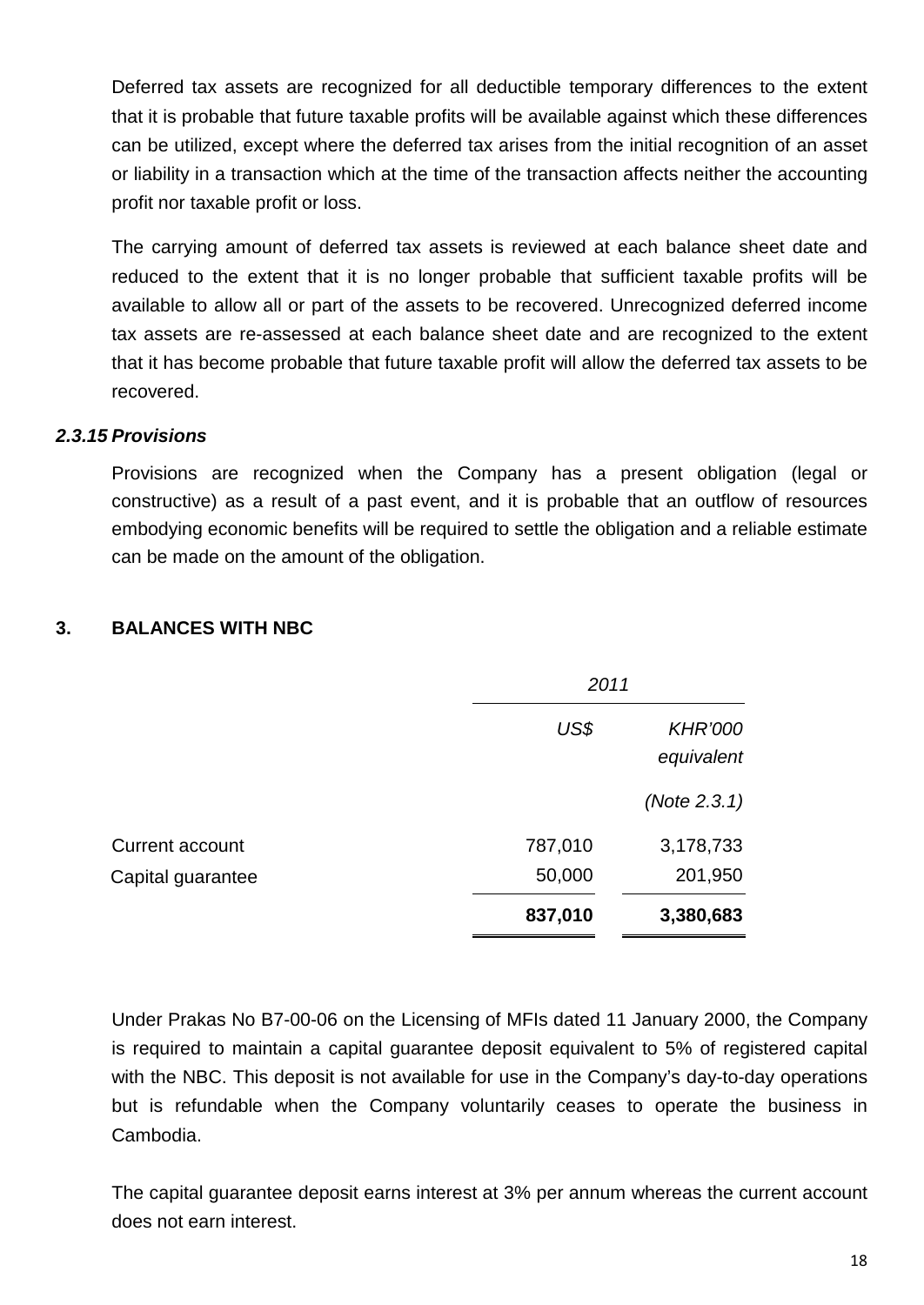Deferred tax assets are recognized for all deductible temporary differences to the extent that it is probable that future taxable profits will be available against which these differences can be utilized, except where the deferred tax arises from the initial recognition of an asset or liability in a transaction which at the time of the transaction affects neither the accounting profit nor taxable profit or loss.

The carrying amount of deferred tax assets is reviewed at each balance sheet date and reduced to the extent that it is no longer probable that sufficient taxable profits will be available to allow all or part of the assets to be recovered. Unrecognized deferred income tax assets are re-assessed at each balance sheet date and are recognized to the extent that it has become probable that future taxable profit will allow the deferred tax assets to be recovered.

### *2.3.15 Provisions*

Provisions are recognized when the Company has a present obligation (legal or constructive) as a result of a past event, and it is probable that an outflow of resources embodying economic benefits will be required to settle the obligation and a reliable estimate can be made on the amount of the obligation.

## 3. BALANCES WITH NBC

| | *2011* | |
|---|---|---|
| | *US$* | *KHR'000 equivalent* |
| | | *(Note 2.3.1)* |
| Current account | 787,010 | 3,178,733 |
| Capital guarantee | 50,000 | 201,950 |
| | **837,010** | **3,380,683** |

Under Prakas No B7-00-06 on the Licensing of MFIs dated 11 January 2000, the Company is required to maintain a capital guarantee deposit equivalent to 5% of registered capital with the NBC. This deposit is not available for use in the Company's day-to-day operations but is refundable when the Company voluntarily ceases to operate the business in Cambodia.

The capital guarantee deposit earns interest at 3% per annum whereas the current account does not earn interest.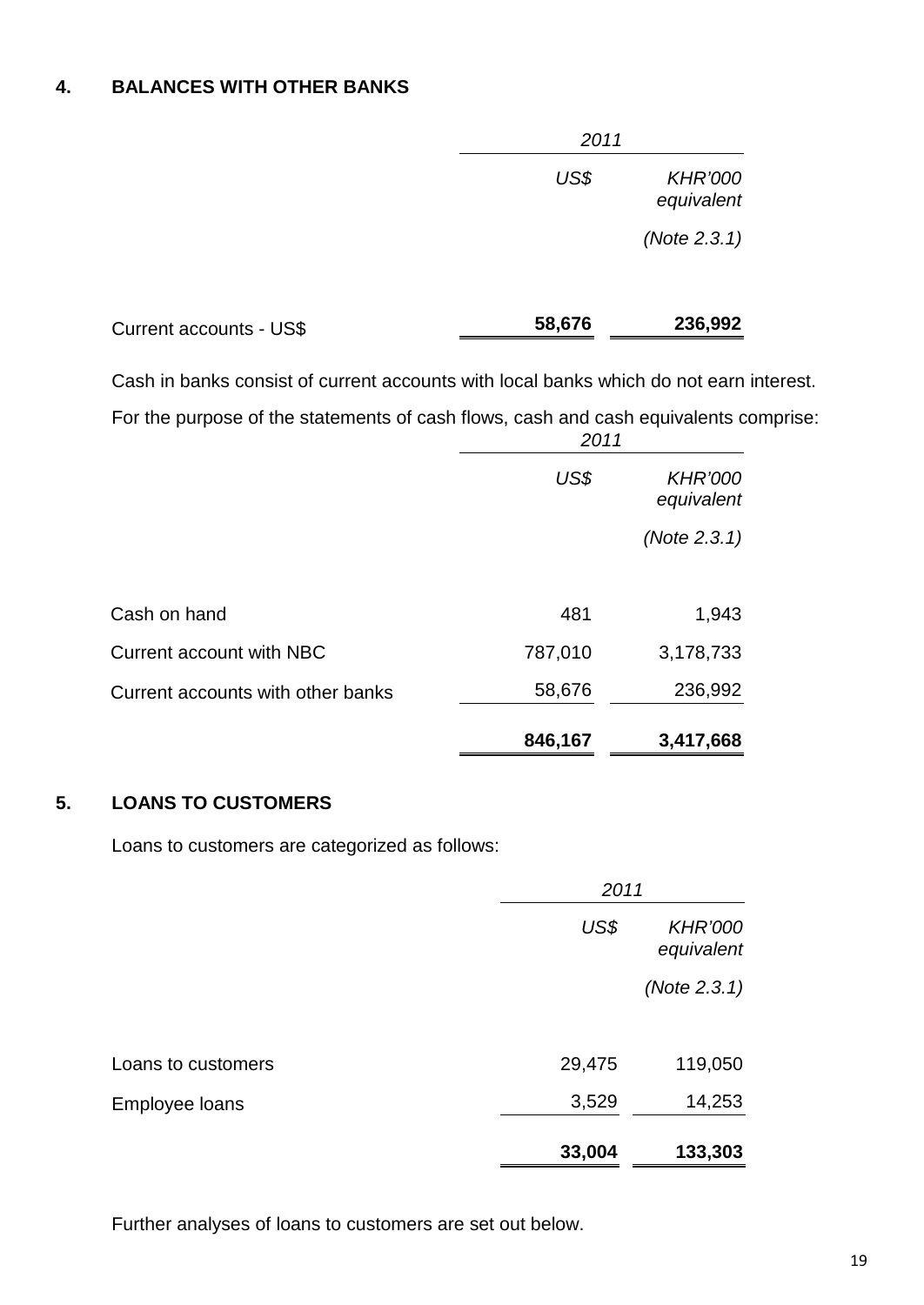## 4. BALANCES WITH OTHER BANKS

| | 2011 | |
|---|---|---|
| | *US$* | *KHR'000 equivalent* |
| | | *(Note 2.3.1)* |
| Current accounts - US$ | **58,676** | **236,992** |

Cash in banks consist of current accounts with local banks which do not earn interest.

For the purpose of the statements of cash flows, cash and cash equivalents comprise:

| | 2011 | |
|---|---|---|
| | *US$* | *KHR'000 equivalent* |
| | | *(Note 2.3.1)* |
| Cash on hand | 481 | 1,943 |
| Current account with NBC | 787,010 | 3,178,733 |
| Current accounts with other banks | 58,676 | 236,992 |
| | **846,167** | **3,417,668** |

## 5. LOANS TO CUSTOMERS

Loans to customers are categorized as follows:

| | 2011 | |
|---|---|---|
| | *US$* | *KHR'000 equivalent* |
| | | *(Note 2.3.1)* |
| Loans to customers | 29,475 | 119,050 |
| Employee loans | 3,529 | 14,253 |
| | **33,004** | **133,303** |

Further analyses of loans to customers are set out below.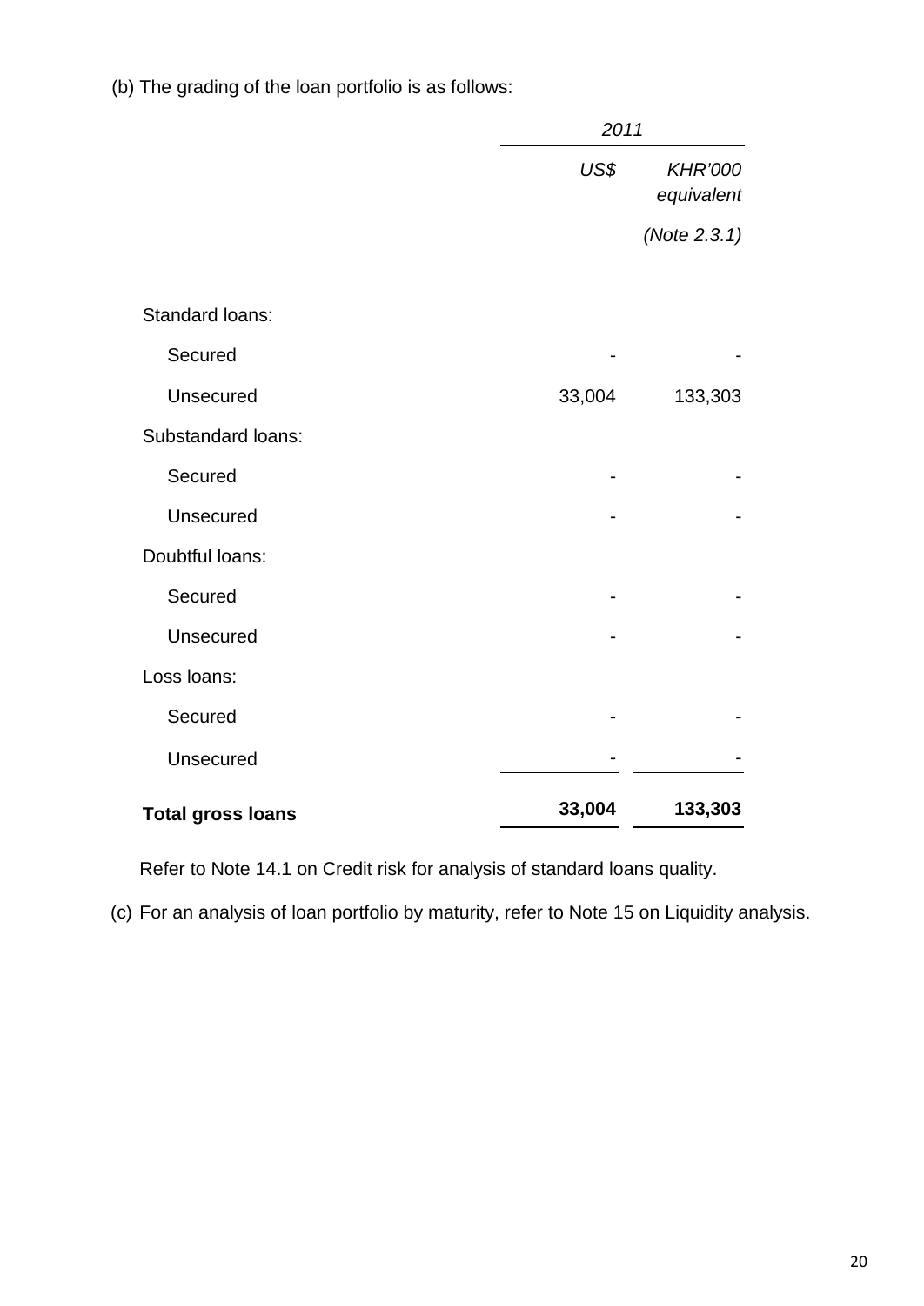(b) The grading of the loan portfolio is as follows:

| | 2011 | |
|---|---|---|
| | *US$* | *KHR'000 equivalent (Note 2.3.1)* |
| Standard loans: | | |
| Secured | - | - |
| Unsecured | 33,004 | 133,303 |
| Substandard loans: | | |
| Secured | - | - |
| Unsecured | - | - |
| Doubtful loans: | | |
| Secured | - | - |
| Unsecured | - | - |
| Loss loans: | | |
| Secured | - | - |
| Unsecured | - | - |
| **Total gross loans** | **33,004** | **133,303** |

Refer to Note 14.1 on Credit risk for analysis of standard loans quality.

(c) For an analysis of loan portfolio by maturity, refer to Note 15 on Liquidity analysis.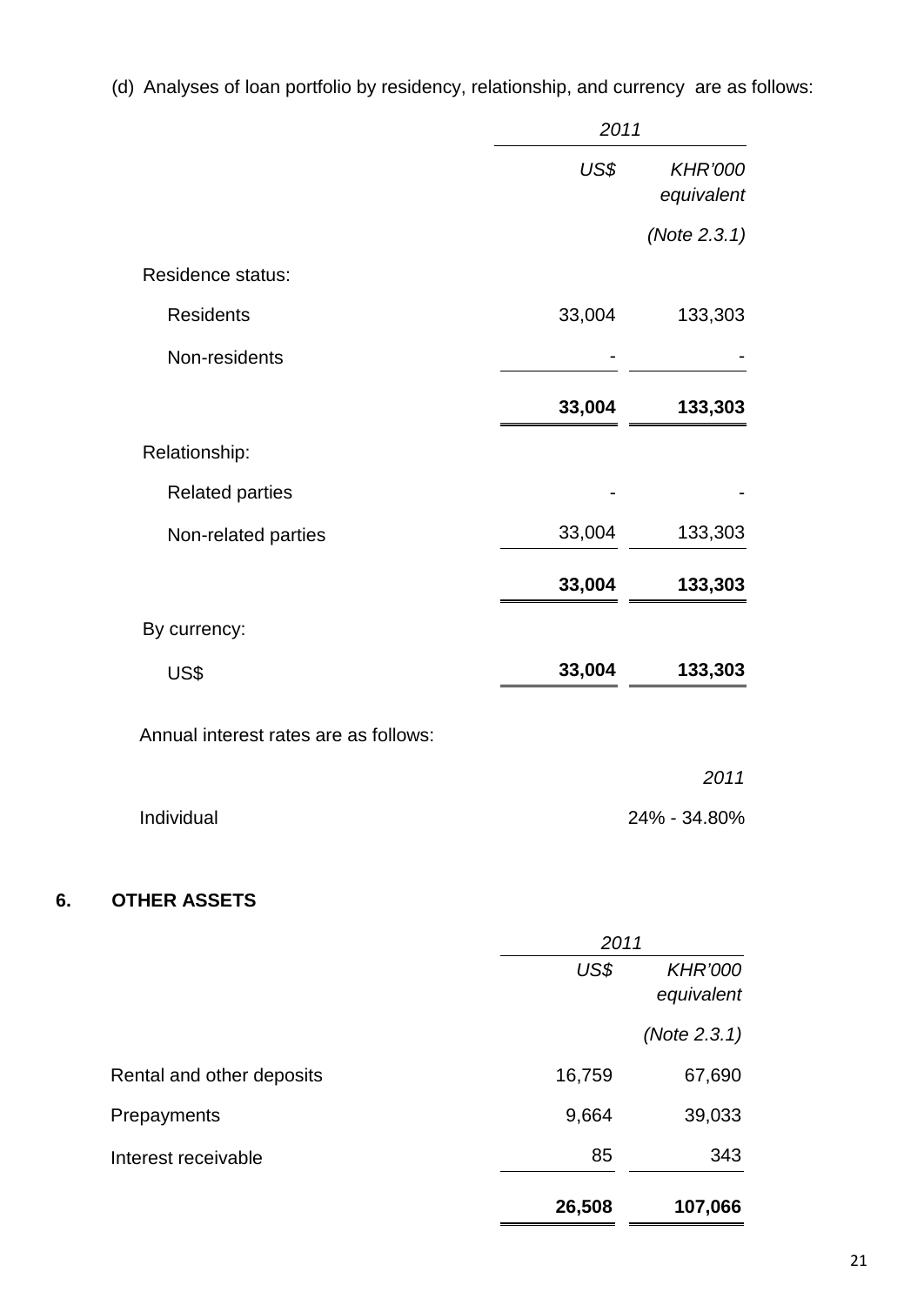(d) Analyses of loan portfolio by residency, relationship, and currency are as follows:

| | 2011 | |
|---|---|---|
| | *US$* | *KHR'000 equivalent* |
| | | *(Note 2.3.1)* |
| Residence status: | | |
| Residents | 33,004 | 133,303 |
| Non-residents | - | - |
| | **33,004** | **133,303** |
| Relationship: | | |
| Related parties | - | - |
| Non-related parties | 33,004 | 133,303 |
| | **33,004** | **133,303** |
| By currency: | | |
| US$ | **33,004** | **133,303** |

Annual interest rates are as follows:

| | *2011* |
|---|---|
| Individual | 24% - 34.80% |

## 6. OTHER ASSETS

| | 2011 | |
|---|---|---|
| | *US$* | *KHR'000 equivalent* |
| | | *(Note 2.3.1)* |
| Rental and other deposits | 16,759 | 67,690 |
| Prepayments | 9,664 | 39,033 |
| Interest receivable | 85 | 343 |
| | **26,508** | **107,066** |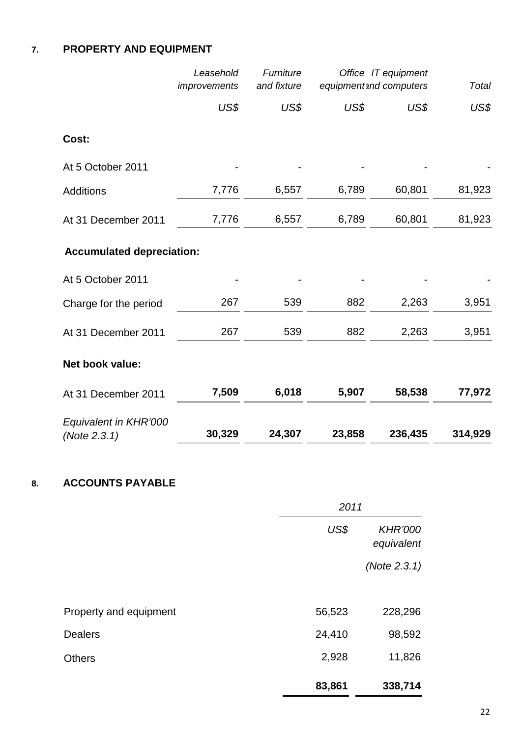## 7. PROPERTY AND EQUIPMENT

| | *Leasehold improvements* | *Furniture and fixture* | *Office equipment* | *IT equipment and computers* | *Total* |
|---|---|---|---|---|---|
| | *US$* | *US$* | *US$* | *US$* | *US$* |
| **Cost:** | | | | | |
| At 5 October 2011 | - | - | - | - | - |
| Additions | 7,776 | 6,557 | 6,789 | 60,801 | 81,923 |
| At 31 December 2011 | 7,776 | 6,557 | 6,789 | 60,801 | 81,923 |
| **Accumulated depreciation:** | | | | | |
| At 5 October 2011 | - | - | - | - | - |
| Charge for the period | 267 | 539 | 882 | 2,263 | 3,951 |
| At 31 December 2011 | 267 | 539 | 882 | 2,263 | 3,951 |
| **Net book value:** | | | | | |
| At 31 December 2011 | **7,509** | **6,018** | **5,907** | **58,538** | **77,972** |
| *Equivalent in KHR'000 (Note 2.3.1)* | **30,329** | **24,307** | **23,858** | **236,435** | **314,929** |

## 8. ACCOUNTS PAYABLE

| | *2011* | |
|---|---|---|
| | *US$* | *KHR'000 equivalent (Note 2.3.1)* |
| Property and equipment | 56,523 | 228,296 |
| Dealers | 24,410 | 98,592 |
| Others | 2,928 | 11,826 |
| | **83,861** | **338,714** |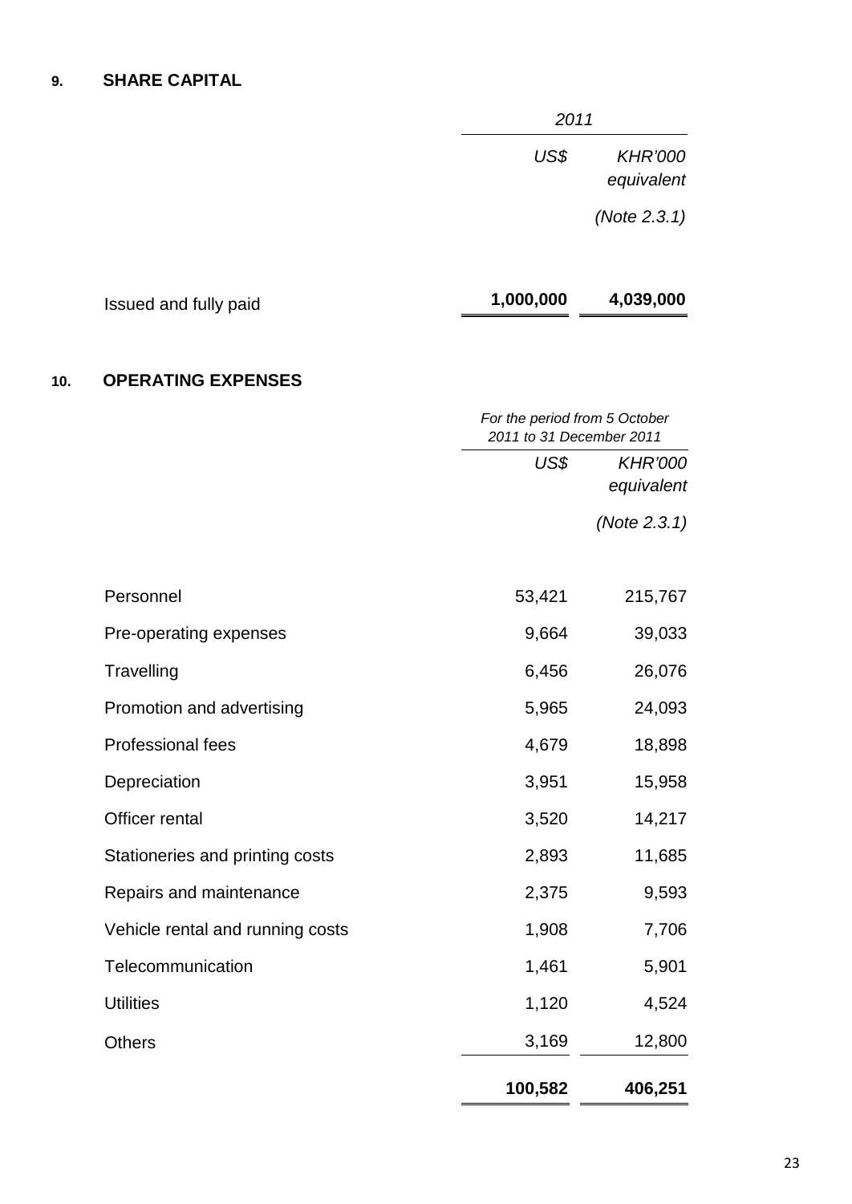## 9. SHARE CAPITAL

| | 2011 | |
|---|---|---|
| | *US$* | *KHR'000 equivalent* |
| | | *(Note 2.3.1)* |
| Issued and fully paid | **1,000,000** | **4,039,000** |

## 10. OPERATING EXPENSES

| | *For the period from 5 October 2011 to 31 December 2011* | |
|---|---|---|
| | *US$* | *KHR'000 equivalent* |
| | | *(Note 2.3.1)* |
| Personnel | 53,421 | 215,767 |
| Pre-operating expenses | 9,664 | 39,033 |
| Travelling | 6,456 | 26,076 |
| Promotion and advertising | 5,965 | 24,093 |
| Professional fees | 4,679 | 18,898 |
| Depreciation | 3,951 | 15,958 |
| Officer rental | 3,520 | 14,217 |
| Stationeries and printing costs | 2,893 | 11,685 |
| Repairs and maintenance | 2,375 | 9,593 |
| Vehicle rental and running costs | 1,908 | 7,706 |
| Telecommunication | 1,461 | 5,901 |
| Utilities | 1,120 | 4,524 |
| Others | 3,169 | 12,800 |
| | **100,582** | **406,251** |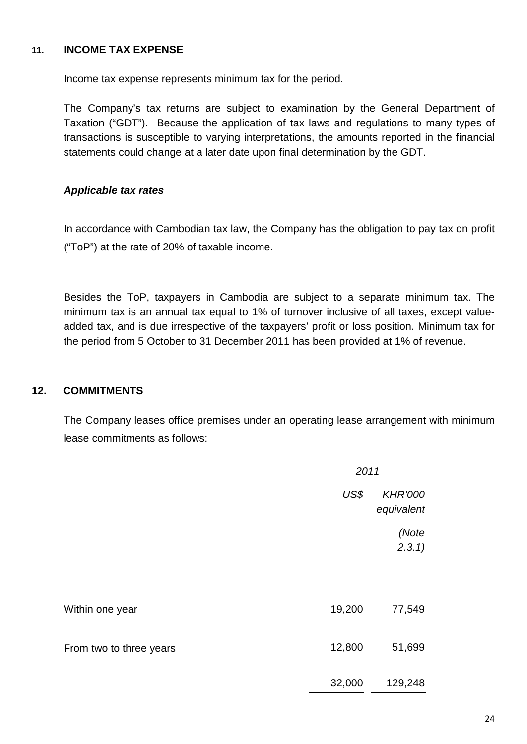## 11. INCOME TAX EXPENSE

Income tax expense represents minimum tax for the period.

The Company's tax returns are subject to examination by the General Department of Taxation ("GDT"). Because the application of tax laws and regulations to many types of transactions is susceptible to varying interpretations, the amounts reported in the financial statements could change at a later date upon final determination by the GDT.

### *Applicable tax rates*

In accordance with Cambodian tax law, the Company has the obligation to pay tax on profit ("ToP") at the rate of 20% of taxable income.

Besides the ToP, taxpayers in Cambodia are subject to a separate minimum tax. The minimum tax is an annual tax equal to 1% of turnover inclusive of all taxes, except value-added tax, and is due irrespective of the taxpayers' profit or loss position. Minimum tax for the period from 5 October to 31 December 2011 has been provided at 1% of revenue.

## 12. COMMITMENTS

The Company leases office premises under an operating lease arrangement with minimum lease commitments as follows:

| | *2011* | |
|---|---|---|
| | *US$* | *KHR'000 equivalent (Note 2.3.1)* |
| Within one year | 19,200 | 77,549 |
| From two to three years | 12,800 | 51,699 |
| | 32,000 | 129,248 |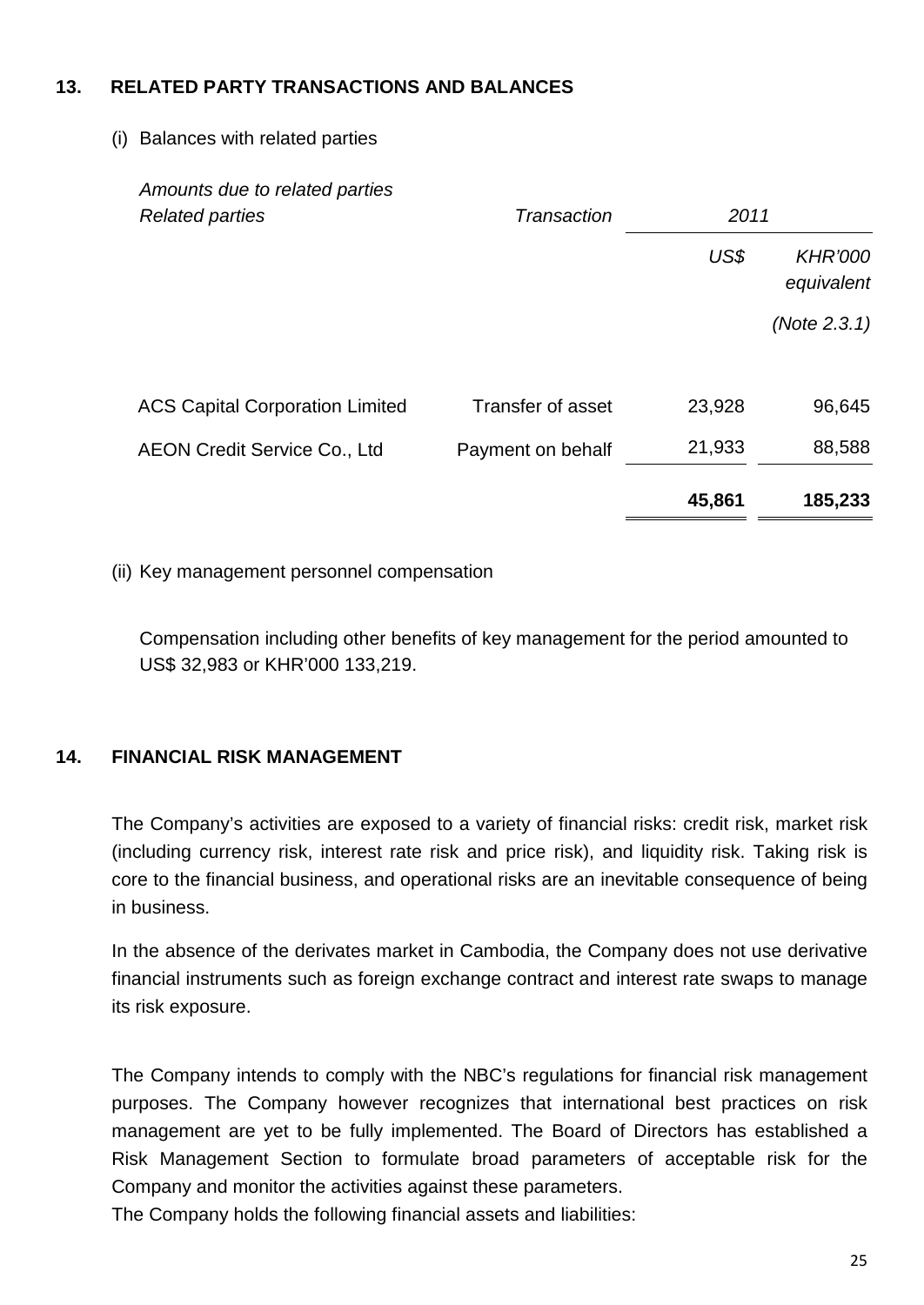## 13. RELATED PARTY TRANSACTIONS AND BALANCES

(i) Balances with related parties

*Amounts due to related parties*

| *Related parties* | *Transaction* | *2011* | |
|---|---|---|---|
| | | *US$* | *KHR'000 equivalent (Note 2.3.1)* |
| ACS Capital Corporation Limited | Transfer of asset | 23,928 | 96,645 |
| AEON Credit Service Co., Ltd | Payment on behalf | 21,933 | 88,588 |
| | | **45,861** | **185,233** |

(ii) Key management personnel compensation

Compensation including other benefits of key management for the period amounted to US$ 32,983 or KHR'000 133,219.

## 14. FINANCIAL RISK MANAGEMENT

The Company's activities are exposed to a variety of financial risks: credit risk, market risk (including currency risk, interest rate risk and price risk), and liquidity risk. Taking risk is core to the financial business, and operational risks are an inevitable consequence of being in business.

In the absence of the derivates market in Cambodia, the Company does not use derivative financial instruments such as foreign exchange contract and interest rate swaps to manage its risk exposure.

The Company intends to comply with the NBC's regulations for financial risk management purposes. The Company however recognizes that international best practices on risk management are yet to be fully implemented. The Board of Directors has established a Risk Management Section to formulate broad parameters of acceptable risk for the Company and monitor the activities against these parameters.

The Company holds the following financial assets and liabilities: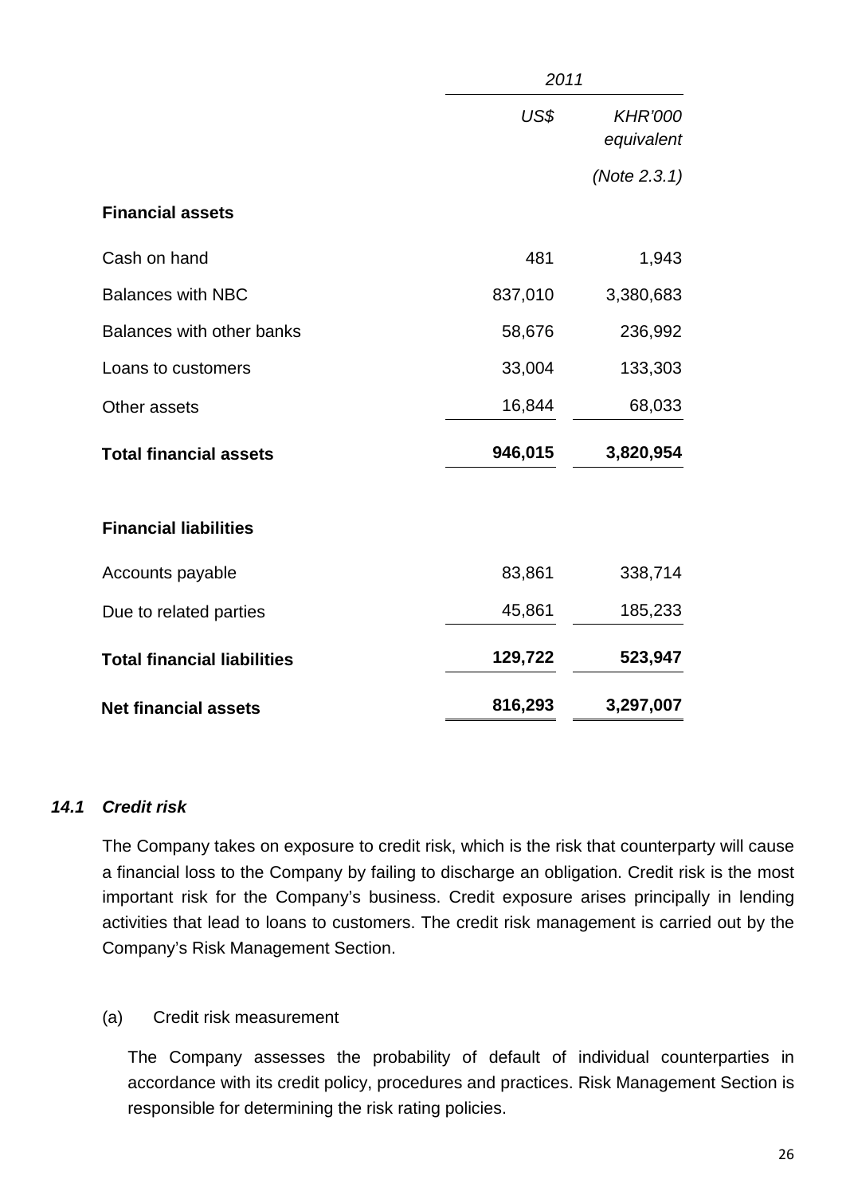| | 2011 | |
|---|---|---|
| | *US$* | *KHR'000 equivalent* |
| | | *(Note 2.3.1)* |
| **Financial assets** | | |
| Cash on hand | 481 | 1,943 |
| Balances with NBC | 837,010 | 3,380,683 |
| Balances with other banks | 58,676 | 236,992 |
| Loans to customers | 33,004 | 133,303 |
| Other assets | 16,844 | 68,033 |
| **Total financial assets** | **946,015** | **3,820,954** |
| | | |
| **Financial liabilities** | | |
| Accounts payable | 83,861 | 338,714 |
| Due to related parties | 45,861 | 185,233 |
| **Total financial liabilities** | **129,722** | **523,947** |
| **Net financial assets** | **816,293** | **3,297,007** |

### *14.1 Credit risk*

The Company takes on exposure to credit risk, which is the risk that counterparty will cause a financial loss to the Company by failing to discharge an obligation. Credit risk is the most important risk for the Company's business. Credit exposure arises principally in lending activities that lead to loans to customers. The credit risk management is carried out by the Company's Risk Management Section.

(a) Credit risk measurement

The Company assesses the probability of default of individual counterparties in accordance with its credit policy, procedures and practices. Risk Management Section is responsible for determining the risk rating policies.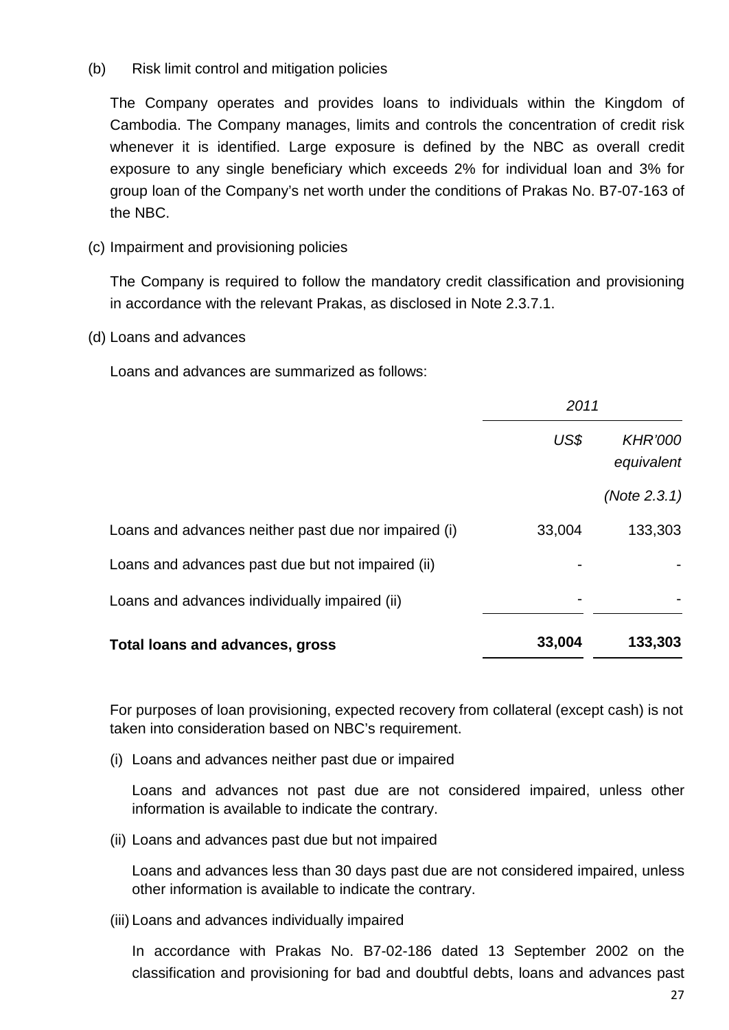(b) Risk limit control and mitigation policies

The Company operates and provides loans to individuals within the Kingdom of Cambodia. The Company manages, limits and controls the concentration of credit risk whenever it is identified. Large exposure is defined by the NBC as overall credit exposure to any single beneficiary which exceeds 2% for individual loan and 3% for group loan of the Company's net worth under the conditions of Prakas No. B7-07-163 of the NBC.

(c) Impairment and provisioning policies

The Company is required to follow the mandatory credit classification and provisioning in accordance with the relevant Prakas, as disclosed in Note 2.3.7.1.

(d) Loans and advances

Loans and advances are summarized as follows:

| | *2011* | |
|---|---|---|
| | *US$* | *KHR'000 equivalent* |
| | | *(Note 2.3.1)* |
| Loans and advances neither past due nor impaired (i) | 33,004 | 133,303 |
| Loans and advances past due but not impaired (ii) | - | - |
| Loans and advances individually impaired (ii) | - | - |
| **Total loans and advances, gross** | **33,004** | **133,303** |

For purposes of loan provisioning, expected recovery from collateral (except cash) is not taken into consideration based on NBC's requirement.

(i) Loans and advances neither past due or impaired

Loans and advances not past due are not considered impaired, unless other information is available to indicate the contrary.

(ii) Loans and advances past due but not impaired

Loans and advances less than 30 days past due are not considered impaired, unless other information is available to indicate the contrary.

(iii) Loans and advances individually impaired

In accordance with Prakas No. B7-02-186 dated 13 September 2002 on the classification and provisioning for bad and doubtful debts, loans and advances past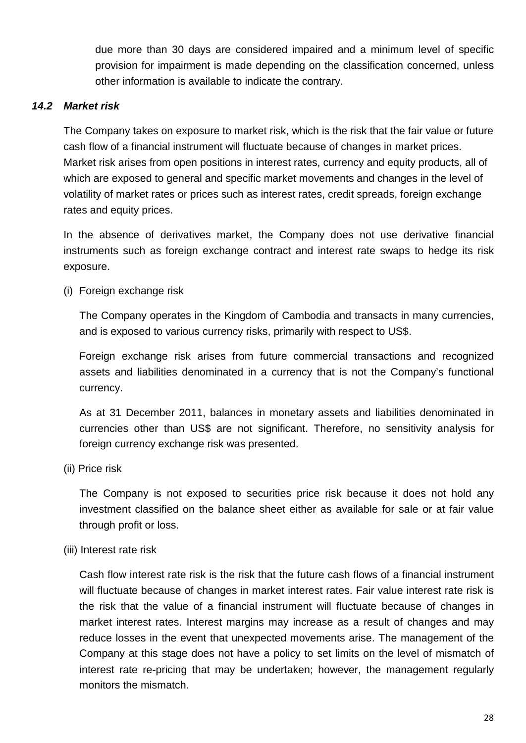due more than 30 days are considered impaired and a minimum level of specific provision for impairment is made depending on the classification concerned, unless other information is available to indicate the contrary.

### *14.2 Market risk*

The Company takes on exposure to market risk, which is the risk that the fair value or future cash flow of a financial instrument will fluctuate because of changes in market prices. Market risk arises from open positions in interest rates, currency and equity products, all of which are exposed to general and specific market movements and changes in the level of volatility of market rates or prices such as interest rates, credit spreads, foreign exchange rates and equity prices.

In the absence of derivatives market, the Company does not use derivative financial instruments such as foreign exchange contract and interest rate swaps to hedge its risk exposure.

(i) Foreign exchange risk

The Company operates in the Kingdom of Cambodia and transacts in many currencies, and is exposed to various currency risks, primarily with respect to US$.

Foreign exchange risk arises from future commercial transactions and recognized assets and liabilities denominated in a currency that is not the Company's functional currency.

As at 31 December 2011, balances in monetary assets and liabilities denominated in currencies other than US$ are not significant. Therefore, no sensitivity analysis for foreign currency exchange risk was presented.

(ii) Price risk

The Company is not exposed to securities price risk because it does not hold any investment classified on the balance sheet either as available for sale or at fair value through profit or loss.

(iii) Interest rate risk

Cash flow interest rate risk is the risk that the future cash flows of a financial instrument will fluctuate because of changes in market interest rates. Fair value interest rate risk is the risk that the value of a financial instrument will fluctuate because of changes in market interest rates. Interest margins may increase as a result of changes and may reduce losses in the event that unexpected movements arise. The management of the Company at this stage does not have a policy to set limits on the level of mismatch of interest rate re-pricing that may be undertaken; however, the management regularly monitors the mismatch.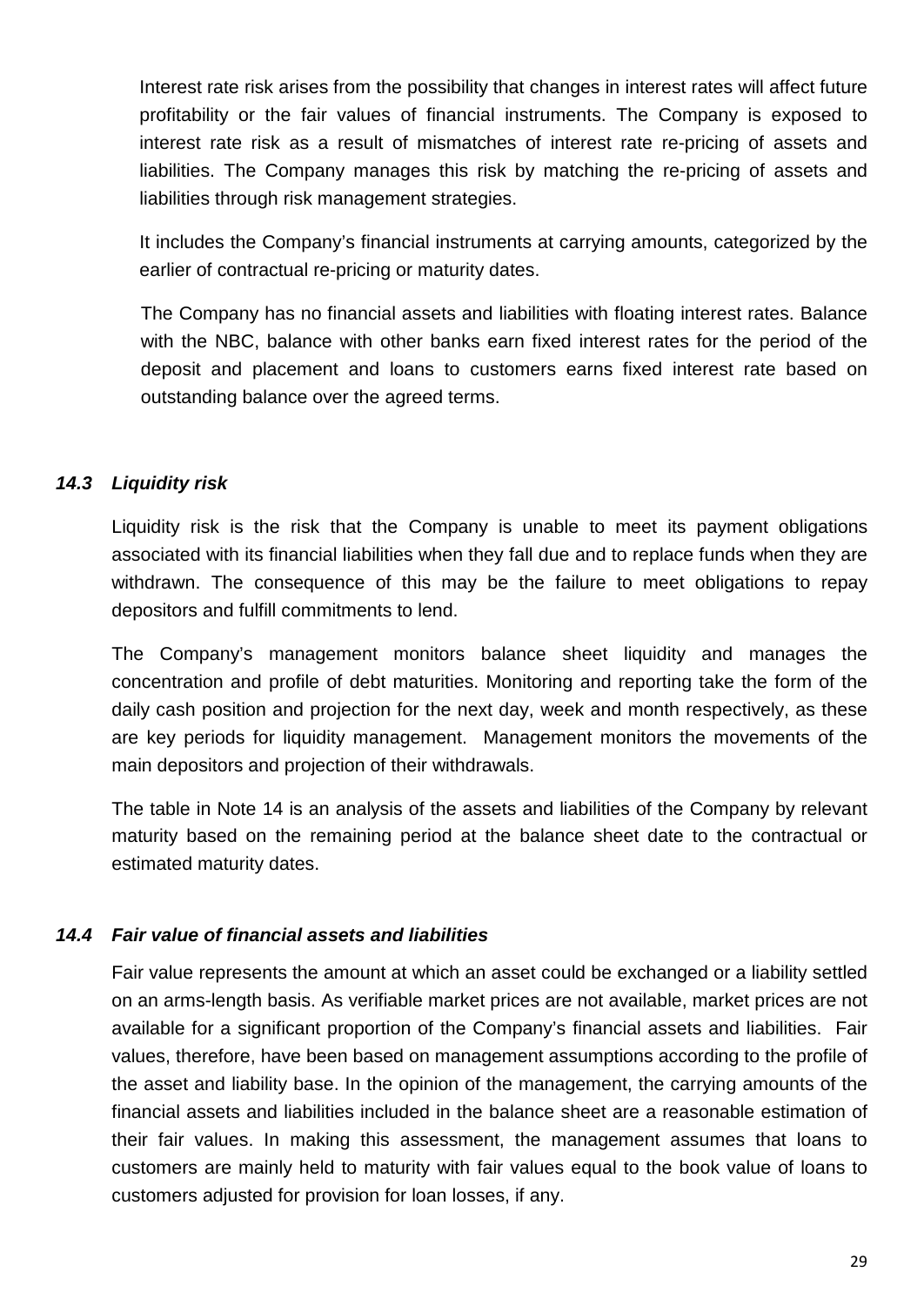Interest rate risk arises from the possibility that changes in interest rates will affect future profitability or the fair values of financial instruments. The Company is exposed to interest rate risk as a result of mismatches of interest rate re-pricing of assets and liabilities. The Company manages this risk by matching the re-pricing of assets and liabilities through risk management strategies.

It includes the Company's financial instruments at carrying amounts, categorized by the earlier of contractual re-pricing or maturity dates.

The Company has no financial assets and liabilities with floating interest rates. Balance with the NBC, balance with other banks earn fixed interest rates for the period of the deposit and placement and loans to customers earns fixed interest rate based on outstanding balance over the agreed terms.

### *14.3 Liquidity risk*

Liquidity risk is the risk that the Company is unable to meet its payment obligations associated with its financial liabilities when they fall due and to replace funds when they are withdrawn. The consequence of this may be the failure to meet obligations to repay depositors and fulfill commitments to lend.

The Company's management monitors balance sheet liquidity and manages the concentration and profile of debt maturities. Monitoring and reporting take the form of the daily cash position and projection for the next day, week and month respectively, as these are key periods for liquidity management. Management monitors the movements of the main depositors and projection of their withdrawals.

The table in Note 14 is an analysis of the assets and liabilities of the Company by relevant maturity based on the remaining period at the balance sheet date to the contractual or estimated maturity dates.

### *14.4 Fair value of financial assets and liabilities*

Fair value represents the amount at which an asset could be exchanged or a liability settled on an arms-length basis. As verifiable market prices are not available, market prices are not available for a significant proportion of the Company's financial assets and liabilities. Fair values, therefore, have been based on management assumptions according to the profile of the asset and liability base. In the opinion of the management, the carrying amounts of the financial assets and liabilities included in the balance sheet are a reasonable estimation of their fair values. In making this assessment, the management assumes that loans to customers are mainly held to maturity with fair values equal to the book value of loans to customers adjusted for provision for loan losses, if any.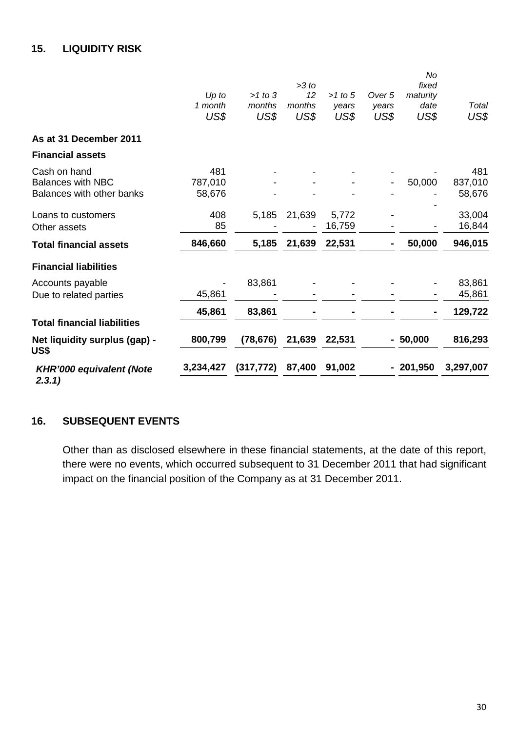## 15. LIQUIDITY RISK

| | *Up to 1 month US$* | *>1 to 3 months US$* | *>3 to 12 months US$* | *>1 to 5 years US$* | *Over 5 years US$* | *No fixed maturity date US$* | *Total US$* |
|---|---|---|---|---|---|---|---|
| **As at 31 December 2011** | | | | | | | |
| **Financial assets** | | | | | | | |
| Cash on hand | 481 | - | - | - | - | - | 481 |
| Balances with NBC | 787,010 | - | - | - | - | 50,000 | 837,010 |
| Balances with other banks | 58,676 | - | - | - | - | - | 58,676 |
| Loans to customers | 408 | 5,185 | 21,639 | 5,772 | - | - | 33,004 |
| Other assets | 85 | - | - | 16,759 | - | - | 16,844 |
| **Total financial assets** | **846,660** | **5,185** | **21,639** | **22,531** | **-** | **50,000** | **946,015** |
| **Financial liabilities** | | | | | | | |
| Accounts payable | - | 83,861 | - | - | - | - | 83,861 |
| Due to related parties | 45,861 | - | - | - | - | - | 45,861 |
| **Total financial liabilities** | **45,861** | **83,861** | **-** | **-** | **-** | **-** | **129,722** |
| **Net liquidity surplus (gap) - US$** | **800,799** | **(78,676)** | **21,639** | **22,531** | **-** | **50,000** | **816,293** |
| ***KHR'000 equivalent (Note 2.3.1)*** | **3,234,427** | **(317,772)** | **87,400** | **91,002** | **-** | **201,950** | **3,297,007** |

## 16. SUBSEQUENT EVENTS

Other than as disclosed elsewhere in these financial statements, at the date of this report, there were no events, which occurred subsequent to 31 December 2011 that had significant impact on the financial position of the Company as at 31 December 2011.